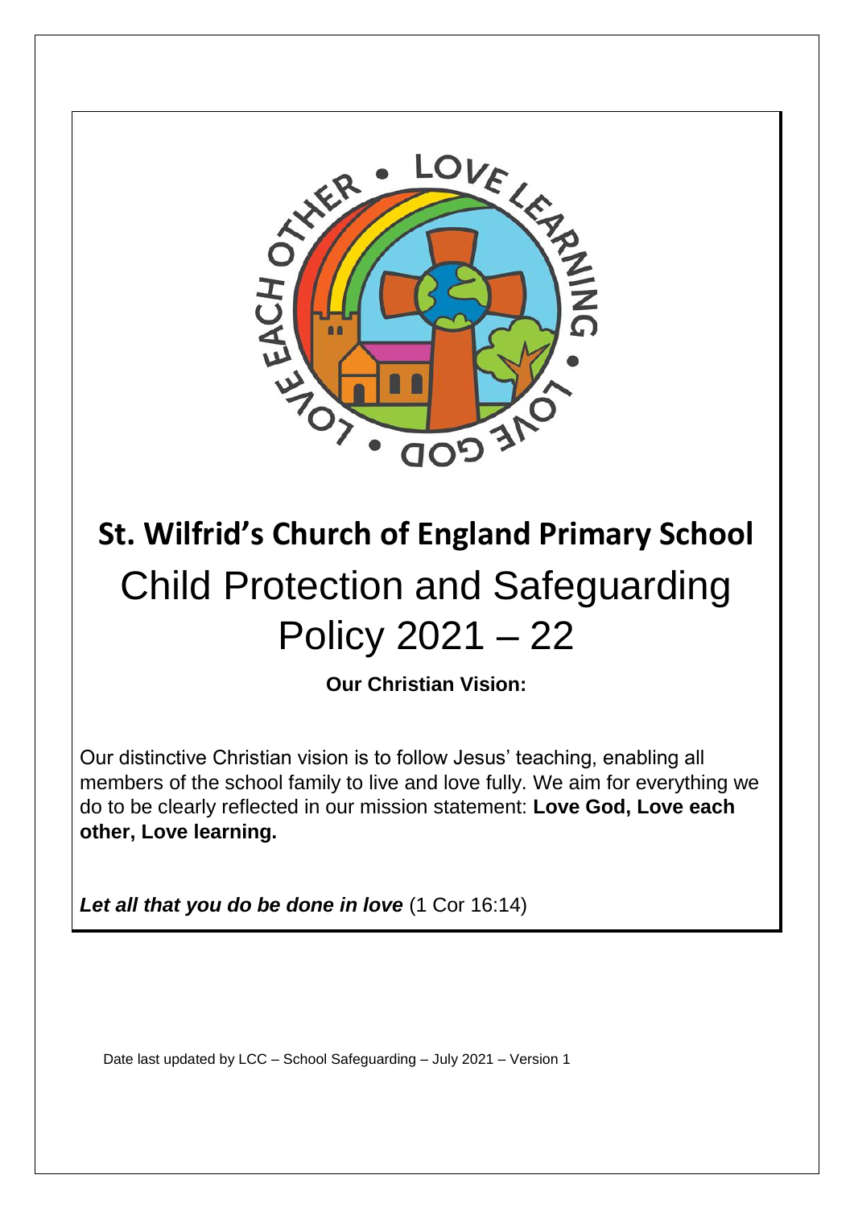# St. Wilfrid's Church of England Primary School

# Child Protection and Safeguarding Policy 2021 – 22

**Our Christian Vision:**

Our distinctive Christian vision is to follow Jesus' teaching, enabling all members of the school family to live and love fully. We aim for everything we do to be clearly reflected in our mission statement: **Love God, Love each other, Love learning.**

***Let all that you do be done in love*** (1 Cor 16:14)

Date last updated by LCC – School Safeguarding – July 2021 – Version 1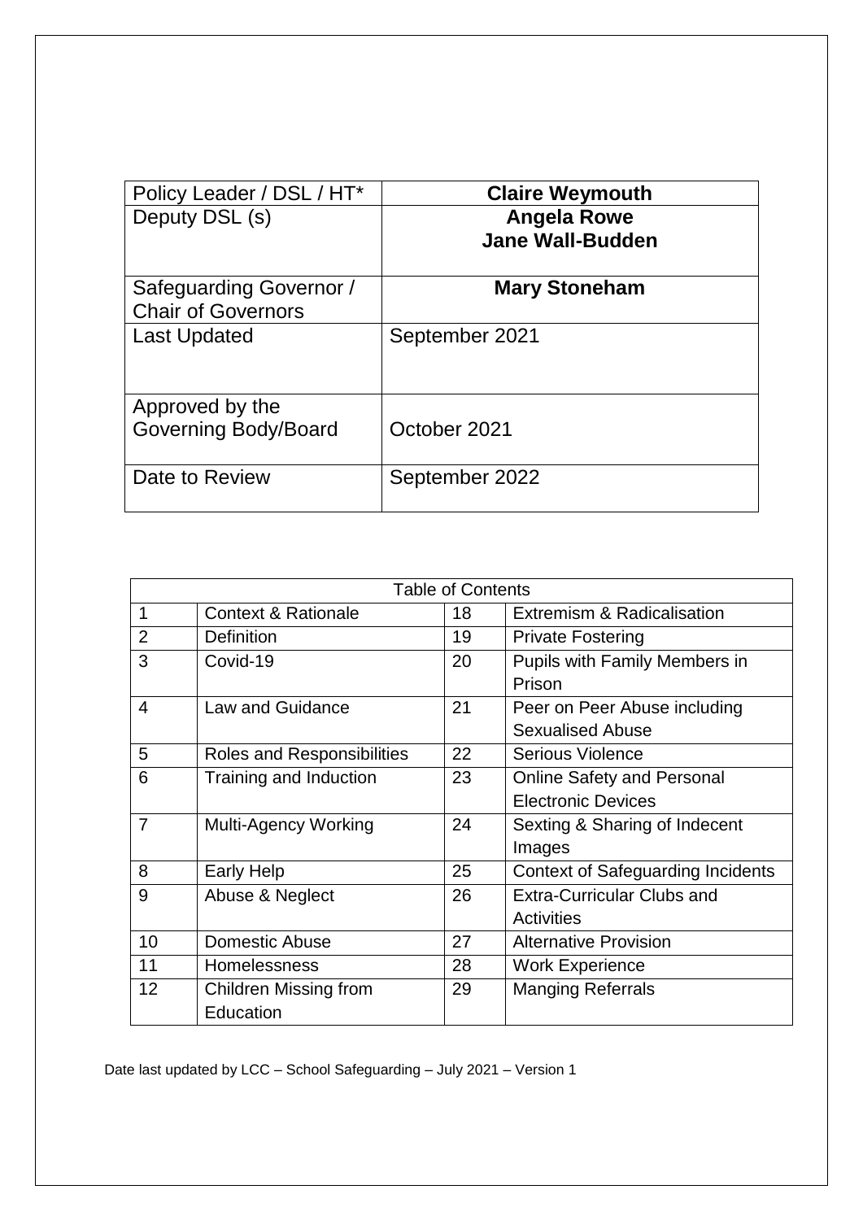| Policy Leader / DSL / HT* | **Claire Weymouth** |
| --- | --- |
| Deputy DSL (s) | **Angela Rowe**<br>**Jane Wall-Budden** |
| Safeguarding Governor / Chair of Governors | **Mary Stoneham** |
| Last Updated | September 2021 |
| Approved by the Governing Body/Board | October 2021 |
| Date to Review | September 2022 |

| Table of Contents | | | |
| --- | --- | --- | --- |
| 1 | Context & Rationale | 18 | Extremism & Radicalisation |
| 2 | Definition | 19 | Private Fostering |
| 3 | Covid-19 | 20 | Pupils with Family Members in Prison |
| 4 | Law and Guidance | 21 | Peer on Peer Abuse including Sexualised Abuse |
| 5 | Roles and Responsibilities | 22 | Serious Violence |
| 6 | Training and Induction | 23 | Online Safety and Personal Electronic Devices |
| 7 | Multi-Agency Working | 24 | Sexting & Sharing of Indecent Images |
| 8 | Early Help | 25 | Context of Safeguarding Incidents |
| 9 | Abuse & Neglect | 26 | Extra-Curricular Clubs and Activities |
| 10 | Domestic Abuse | 27 | Alternative Provision |
| 11 | Homelessness | 28 | Work Experience |
| 12 | Children Missing from Education | 29 | Manging Referrals |

Date last updated by LCC – School Safeguarding – July 2021 – Version 1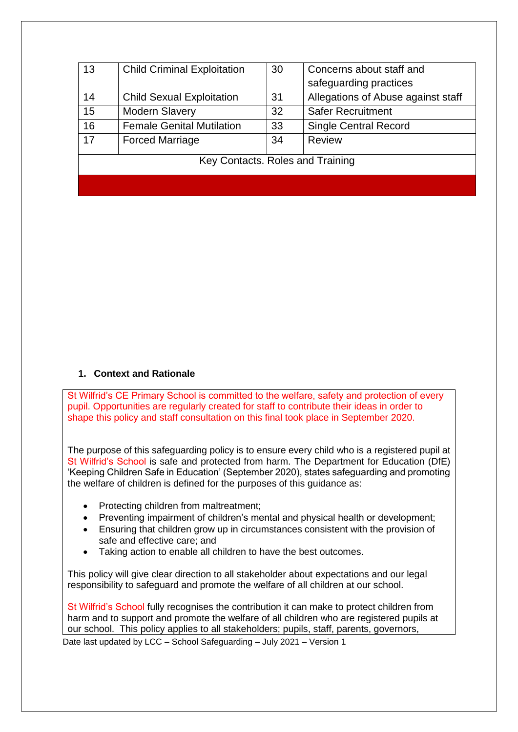| 13 | Child Criminal Exploitation | 30 | Concerns about staff and safeguarding practices |
|---|---|---|---|
| 14 | Child Sexual Exploitation | 31 | Allegations of Abuse against staff |
| 15 | Modern Slavery | 32 | Safer Recruitment |
| 16 | Female Genital Mutilation | 33 | Single Central Record |
| 17 | Forced Marriage | 34 | Review |
| Key Contacts. Roles and Training | | | |

**1. Context and Rationale**

St Wilfrid's CE Primary School is committed to the welfare, safety and protection of every pupil. Opportunities are regularly created for staff to contribute their ideas in order to shape this policy and staff consultation on this final took place in September 2020.

The purpose of this safeguarding policy is to ensure every child who is a registered pupil at St Wilfrid's School is safe and protected from harm. The Department for Education (DfE) 'Keeping Children Safe in Education' (September 2020), states safeguarding and promoting the welfare of children is defined for the purposes of this guidance as:

- Protecting children from maltreatment;
- Preventing impairment of children's mental and physical health or development;
- Ensuring that children grow up in circumstances consistent with the provision of safe and effective care; and
- Taking action to enable all children to have the best outcomes.

This policy will give clear direction to all stakeholder about expectations and our legal responsibility to safeguard and promote the welfare of all children at our school.

St Wilfrid's School fully recognises the contribution it can make to protect children from harm and to support and promote the welfare of all children who are registered pupils at our school. This policy applies to all stakeholders; pupils, staff, parents, governors,

Date last updated by LCC – School Safeguarding – July 2021 – Version 1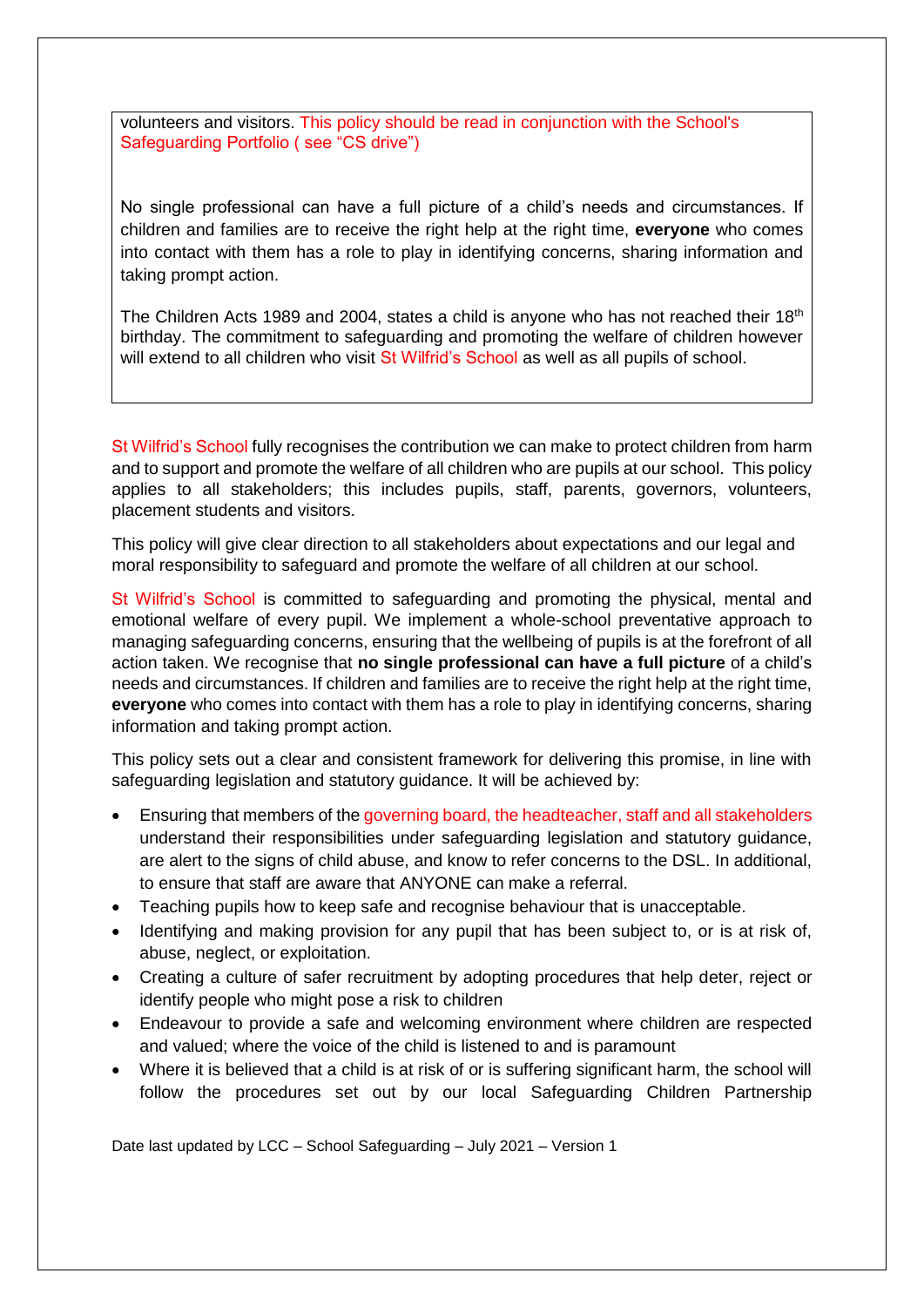volunteers and visitors. This policy should be read in conjunction with the School's Safeguarding Portfolio ( see “CS drive”)

No single professional can have a full picture of a child’s needs and circumstances. If children and families are to receive the right help at the right time, **everyone** who comes into contact with them has a role to play in identifying concerns, sharing information and taking prompt action.

The Children Acts 1989 and 2004, states a child is anyone who has not reached their 18th birthday. The commitment to safeguarding and promoting the welfare of children however will extend to all children who visit St Wilfrid’s School as well as all pupils of school.

St Wilfrid’s School fully recognises the contribution we can make to protect children from harm and to support and promote the welfare of all children who are pupils at our school. This policy applies to all stakeholders; this includes pupils, staff, parents, governors, volunteers, placement students and visitors.

This policy will give clear direction to all stakeholders about expectations and our legal and moral responsibility to safeguard and promote the welfare of all children at our school.

St Wilfrid’s School is committed to safeguarding and promoting the physical, mental and emotional welfare of every pupil. We implement a whole-school preventative approach to managing safeguarding concerns, ensuring that the wellbeing of pupils is at the forefront of all action taken. We recognise that **no single professional can have a full picture** of a child’s needs and circumstances. If children and families are to receive the right help at the right time, **everyone** who comes into contact with them has a role to play in identifying concerns, sharing information and taking prompt action.

This policy sets out a clear and consistent framework for delivering this promise, in line with safeguarding legislation and statutory guidance. It will be achieved by:

- Ensuring that members of the governing board, the headteacher, staff and all stakeholders understand their responsibilities under safeguarding legislation and statutory guidance, are alert to the signs of child abuse, and know to refer concerns to the DSL. In additional, to ensure that staff are aware that ANYONE can make a referral.
- Teaching pupils how to keep safe and recognise behaviour that is unacceptable.
- Identifying and making provision for any pupil that has been subject to, or is at risk of, abuse, neglect, or exploitation.
- Creating a culture of safer recruitment by adopting procedures that help deter, reject or identify people who might pose a risk to children
- Endeavour to provide a safe and welcoming environment where children are respected and valued; where the voice of the child is listened to and is paramount
- Where it is believed that a child is at risk of or is suffering significant harm, the school will follow the procedures set out by our local Safeguarding Children Partnership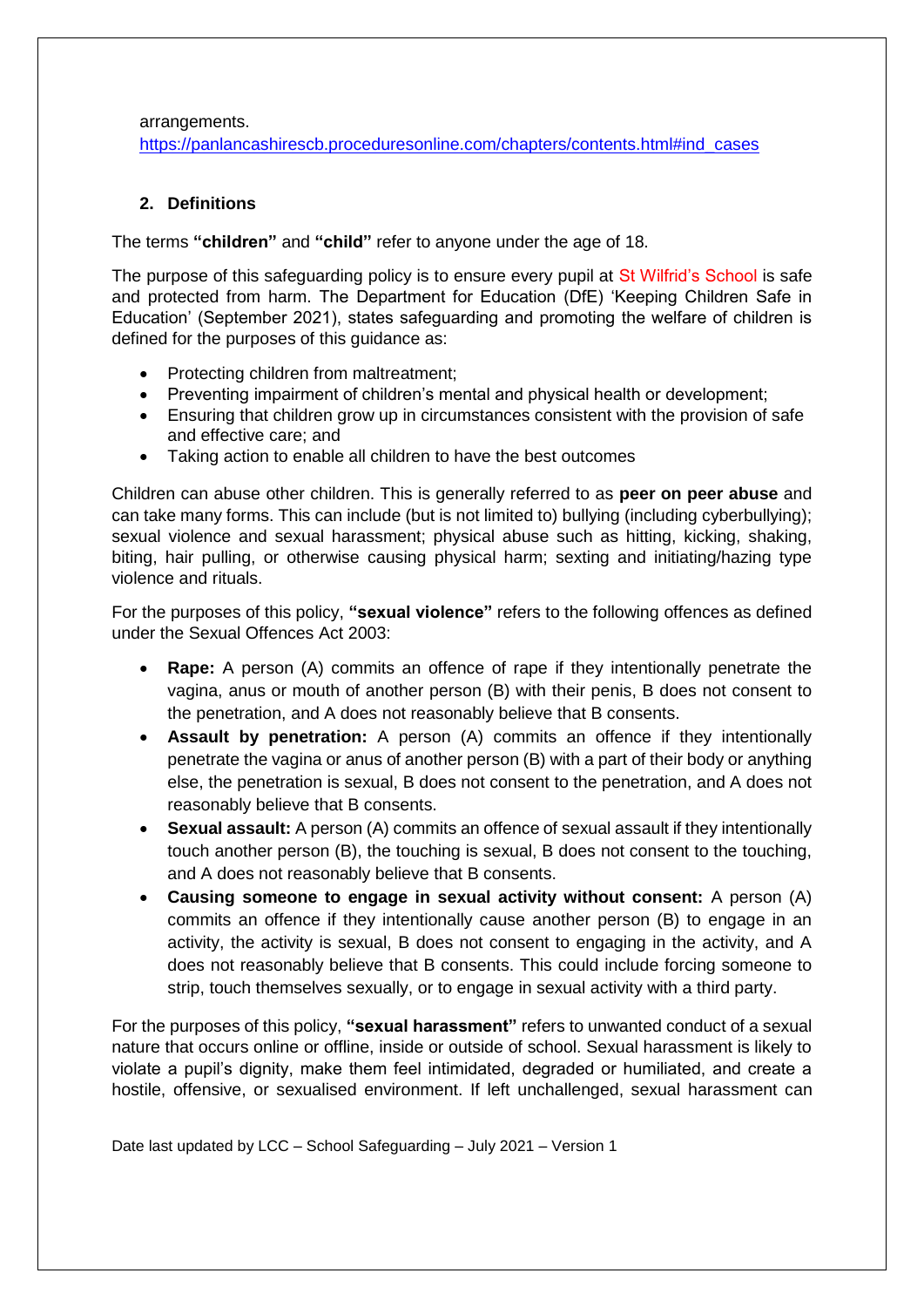arrangements.
https://panlancashirescb.proceduresonline.com/chapters/contents.html#ind_cases

## 2. Definitions

The terms **"children"** and **"child"** refer to anyone under the age of 18.

The purpose of this safeguarding policy is to ensure every pupil at St Wilfrid's School is safe and protected from harm. The Department for Education (DfE) 'Keeping Children Safe in Education' (September 2021), states safeguarding and promoting the welfare of children is defined for the purposes of this guidance as:

- Protecting children from maltreatment;
- Preventing impairment of children's mental and physical health or development;
- Ensuring that children grow up in circumstances consistent with the provision of safe and effective care; and
- Taking action to enable all children to have the best outcomes

Children can abuse other children. This is generally referred to as **peer on peer abuse** and can take many forms. This can include (but is not limited to) bullying (including cyberbullying); sexual violence and sexual harassment; physical abuse such as hitting, kicking, shaking, biting, hair pulling, or otherwise causing physical harm; sexting and initiating/hazing type violence and rituals.

For the purposes of this policy, **"sexual violence"** refers to the following offences as defined under the Sexual Offences Act 2003:

- **Rape:** A person (A) commits an offence of rape if they intentionally penetrate the vagina, anus or mouth of another person (B) with their penis, B does not consent to the penetration, and A does not reasonably believe that B consents.
- **Assault by penetration:** A person (A) commits an offence if they intentionally penetrate the vagina or anus of another person (B) with a part of their body or anything else, the penetration is sexual, B does not consent to the penetration, and A does not reasonably believe that B consents.
- **Sexual assault:** A person (A) commits an offence of sexual assault if they intentionally touch another person (B), the touching is sexual, B does not consent to the touching, and A does not reasonably believe that B consents.
- **Causing someone to engage in sexual activity without consent:** A person (A) commits an offence if they intentionally cause another person (B) to engage in an activity, the activity is sexual, B does not consent to engaging in the activity, and A does not reasonably believe that B consents. This could include forcing someone to strip, touch themselves sexually, or to engage in sexual activity with a third party.

For the purposes of this policy, **"sexual harassment"** refers to unwanted conduct of a sexual nature that occurs online or offline, inside or outside of school. Sexual harassment is likely to violate a pupil's dignity, make them feel intimidated, degraded or humiliated, and create a hostile, offensive, or sexualised environment. If left unchallenged, sexual harassment can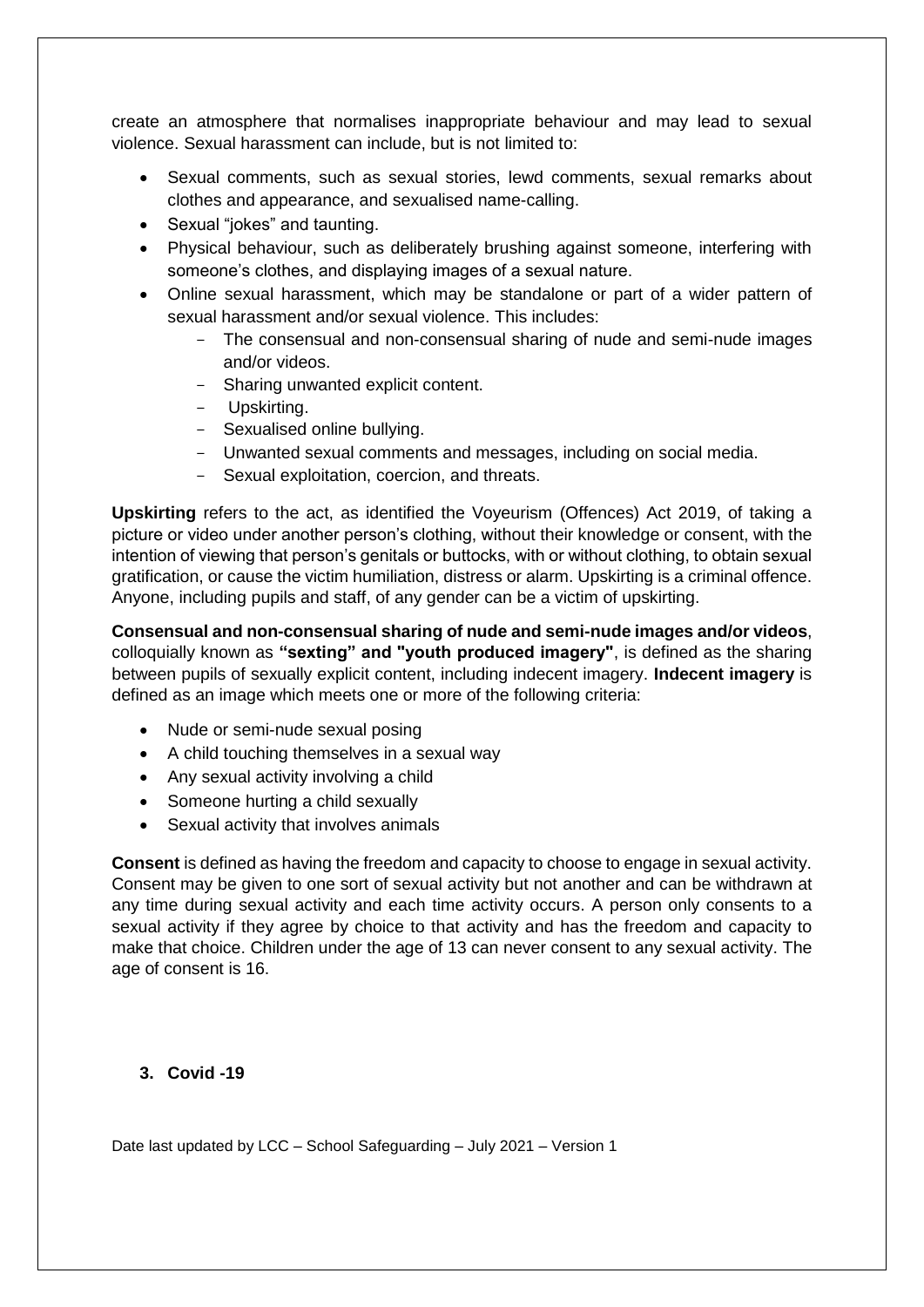create an atmosphere that normalises inappropriate behaviour and may lead to sexual violence. Sexual harassment can include, but is not limited to:

- Sexual comments, such as sexual stories, lewd comments, sexual remarks about clothes and appearance, and sexualised name-calling.
- Sexual "jokes" and taunting.
- Physical behaviour, such as deliberately brushing against someone, interfering with someone's clothes, and displaying images of a sexual nature.
- Online sexual harassment, which may be standalone or part of a wider pattern of sexual harassment and/or sexual violence. This includes:
  - The consensual and non-consensual sharing of nude and semi-nude images and/or videos.
  - Sharing unwanted explicit content.
  - Upskirting.
  - Sexualised online bullying.
  - Unwanted sexual comments and messages, including on social media.
  - Sexual exploitation, coercion, and threats.

**Upskirting** refers to the act, as identified the Voyeurism (Offences) Act 2019, of taking a picture or video under another person's clothing, without their knowledge or consent, with the intention of viewing that person's genitals or buttocks, with or without clothing, to obtain sexual gratification, or cause the victim humiliation, distress or alarm. Upskirting is a criminal offence. Anyone, including pupils and staff, of any gender can be a victim of upskirting.

**Consensual and non-consensual sharing of nude and semi-nude images and/or videos**, colloquially known as **"sexting" and "youth produced imagery"**, is defined as the sharing between pupils of sexually explicit content, including indecent imagery. **Indecent imagery** is defined as an image which meets one or more of the following criteria:

- Nude or semi-nude sexual posing
- A child touching themselves in a sexual way
- Any sexual activity involving a child
- Someone hurting a child sexually
- Sexual activity that involves animals

**Consent** is defined as having the freedom and capacity to choose to engage in sexual activity. Consent may be given to one sort of sexual activity but not another and can be withdrawn at any time during sexual activity and each time activity occurs. A person only consents to a sexual activity if they agree by choice to that activity and has the freedom and capacity to make that choice. Children under the age of 13 can never consent to any sexual activity. The age of consent is 16.

## 3. Covid -19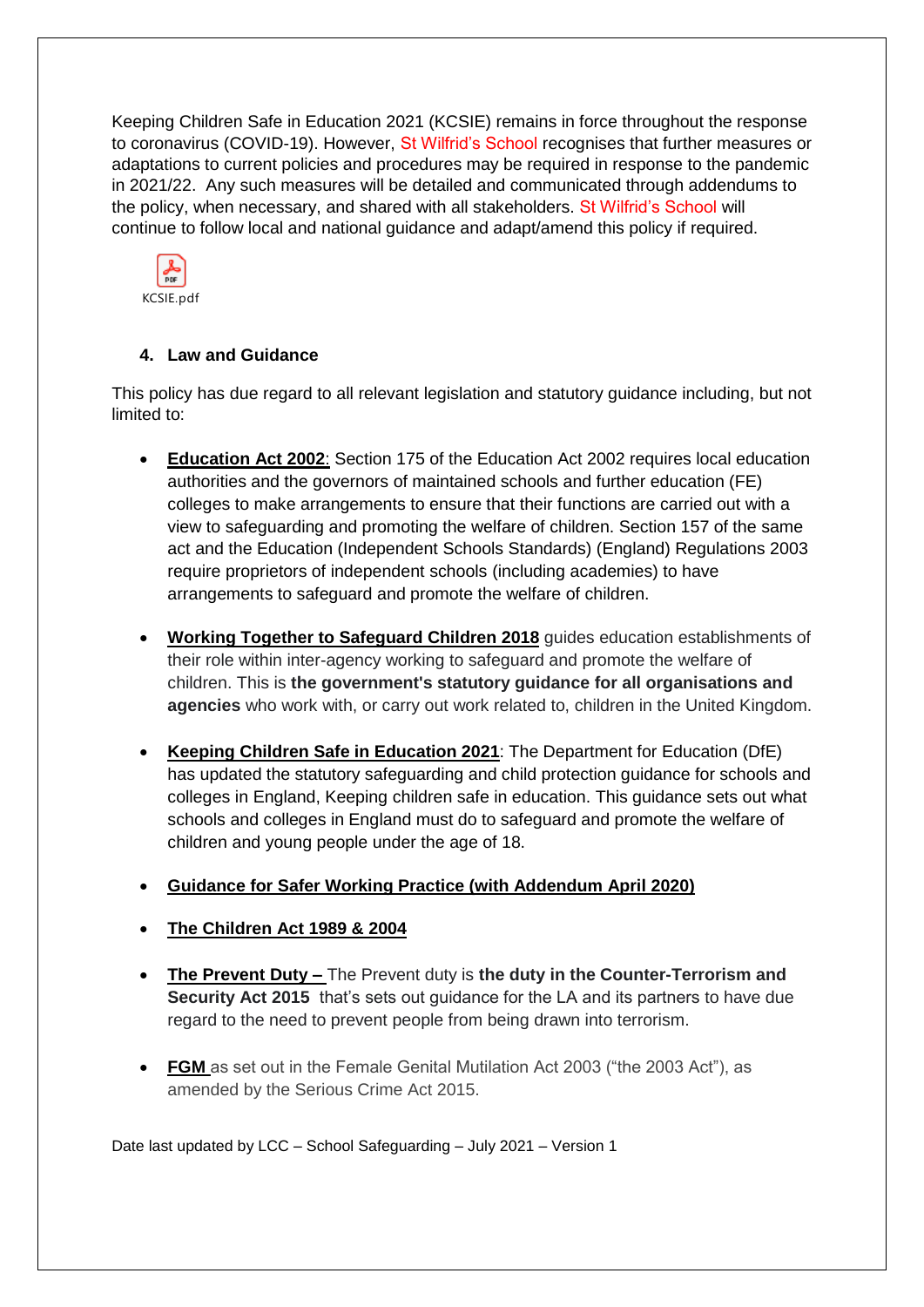Keeping Children Safe in Education 2021 (KCSIE) remains in force throughout the response to coronavirus (COVID-19). However, St Wilfrid's School recognises that further measures or adaptations to current policies and procedures may be required in response to the pandemic in 2021/22. Any such measures will be detailed and communicated through addendums to the policy, when necessary, and shared with all stakeholders. St Wilfrid's School will continue to follow local and national guidance and adapt/amend this policy if required.

KCSIE.pdf

### 4. Law and Guidance

This policy has due regard to all relevant legislation and statutory guidance including, but not limited to:

- **Education Act 2002**: Section 175 of the Education Act 2002 requires local education authorities and the governors of maintained schools and further education (FE) colleges to make arrangements to ensure that their functions are carried out with a view to safeguarding and promoting the welfare of children. Section 157 of the same act and the Education (Independent Schools Standards) (England) Regulations 2003 require proprietors of independent schools (including academies) to have arrangements to safeguard and promote the welfare of children.

- **Working Together to Safeguard Children 2018** guides education establishments of their role within inter-agency working to safeguard and promote the welfare of children. This is **the government's statutory guidance for all organisations and agencies** who work with, or carry out work related to, children in the United Kingdom.

- **Keeping Children Safe in Education 2021**: The Department for Education (DfE) has updated the statutory safeguarding and child protection guidance for schools and colleges in England, Keeping children safe in education. This guidance sets out what schools and colleges in England must do to safeguard and promote the welfare of children and young people under the age of 18.

- **Guidance for Safer Working Practice (with Addendum April 2020)**

- **The Children Act 1989 & 2004**

- **The Prevent Duty –** The Prevent duty is **the duty in the Counter-Terrorism and Security Act 2015** that's sets out guidance for the LA and its partners to have due regard to the need to prevent people from being drawn into terrorism.

- **FGM** as set out in the Female Genital Mutilation Act 2003 ("the 2003 Act"), as amended by the Serious Crime Act 2015.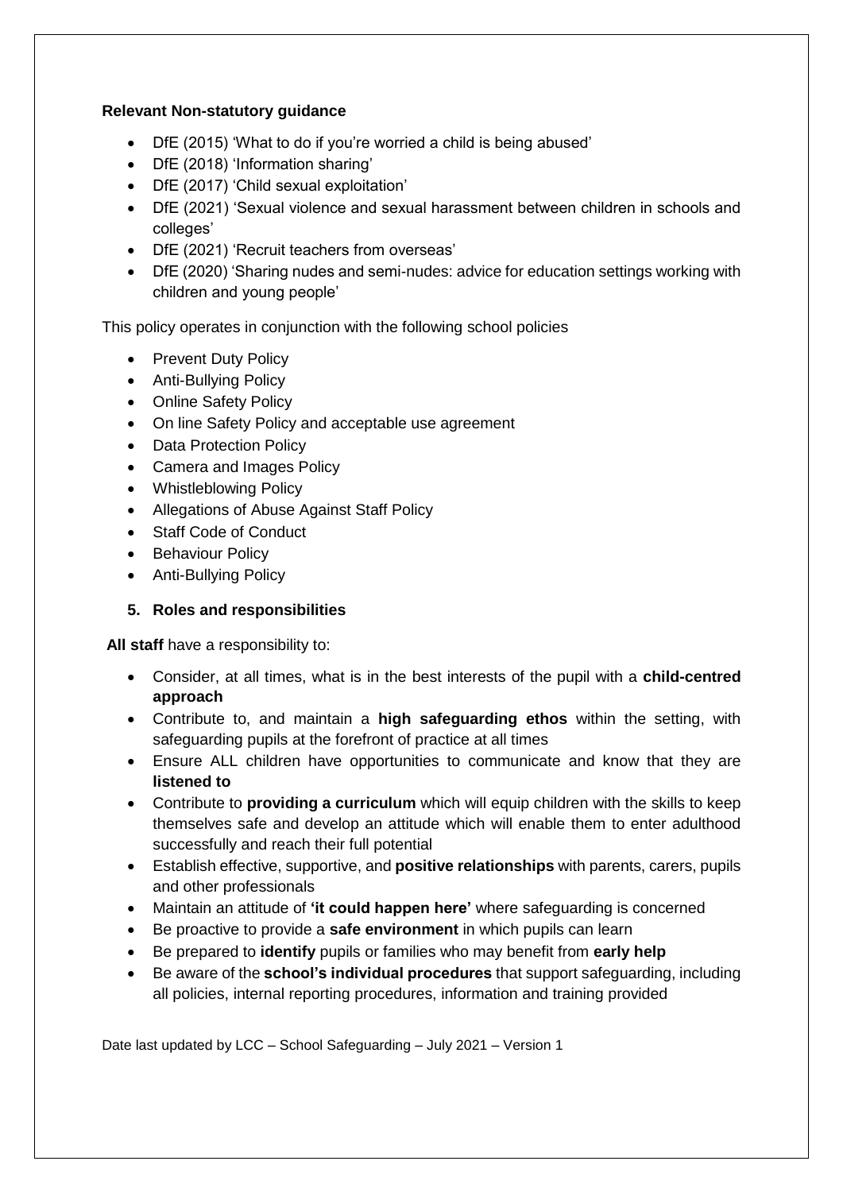**Relevant Non-statutory guidance**

- DfE (2015) 'What to do if you're worried a child is being abused'
- DfE (2018) 'Information sharing'
- DfE (2017) 'Child sexual exploitation'
- DfE (2021) 'Sexual violence and sexual harassment between children in schools and colleges'
- DfE (2021) 'Recruit teachers from overseas'
- DfE (2020) 'Sharing nudes and semi-nudes: advice for education settings working with children and young people'

This policy operates in conjunction with the following school policies

- Prevent Duty Policy
- Anti-Bullying Policy
- Online Safety Policy
- On line Safety Policy and acceptable use agreement
- Data Protection Policy
- Camera and Images Policy
- Whistleblowing Policy
- Allegations of Abuse Against Staff Policy
- Staff Code of Conduct
- Behaviour Policy
- Anti-Bullying Policy

## 5. Roles and responsibilities

**All staff** have a responsibility to:

- Consider, at all times, what is in the best interests of the pupil with a **child-centred approach**
- Contribute to, and maintain a **high safeguarding ethos** within the setting, with safeguarding pupils at the forefront of practice at all times
- Ensure ALL children have opportunities to communicate and know that they are **listened to**
- Contribute to **providing a curriculum** which will equip children with the skills to keep themselves safe and develop an attitude which will enable them to enter adulthood successfully and reach their full potential
- Establish effective, supportive, and **positive relationships** with parents, carers, pupils and other professionals
- Maintain an attitude of **'it could happen here'** where safeguarding is concerned
- Be proactive to provide a **safe environment** in which pupils can learn
- Be prepared to **identify** pupils or families who may benefit from **early help**
- Be aware of the **school's individual procedures** that support safeguarding, including all policies, internal reporting procedures, information and training provided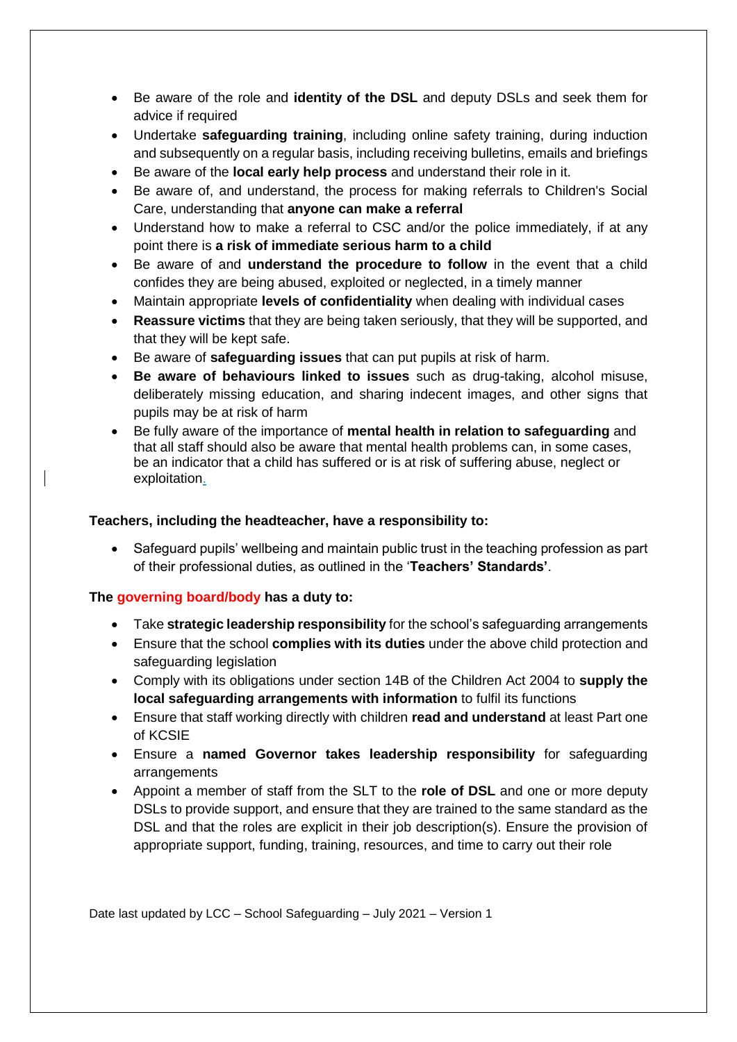- Be aware of the role and **identity of the DSL** and deputy DSLs and seek them for advice if required
- Undertake **safeguarding training**, including online safety training, during induction and subsequently on a regular basis, including receiving bulletins, emails and briefings
- Be aware of the **local early help process** and understand their role in it.
- Be aware of, and understand, the process for making referrals to Children's Social Care, understanding that **anyone can make a referral**
- Understand how to make a referral to CSC and/or the police immediately, if at any point there is **a risk of immediate serious harm to a child**
- Be aware of and **understand the procedure to follow** in the event that a child confides they are being abused, exploited or neglected, in a timely manner
- Maintain appropriate **levels of confidentiality** when dealing with individual cases
- **Reassure victims** that they are being taken seriously, that they will be supported, and that they will be kept safe.
- Be aware of **safeguarding issues** that can put pupils at risk of harm.
- **Be aware of behaviours linked to issues** such as drug-taking, alcohol misuse, deliberately missing education, and sharing indecent images, and other signs that pupils may be at risk of harm
- Be fully aware of the importance of **mental health in relation to safeguarding** and that all staff should also be aware that mental health problems can, in some cases, be an indicator that a child has suffered or is at risk of suffering abuse, neglect or exploitation.

**Teachers, including the headteacher, have a responsibility to:**

- Safeguard pupils' wellbeing and maintain public trust in the teaching profession as part of their professional duties, as outlined in the '**Teachers' Standards'**.

**The governing board/body has a duty to:**

- Take **strategic leadership responsibility** for the school's safeguarding arrangements
- Ensure that the school **complies with its duties** under the above child protection and safeguarding legislation
- Comply with its obligations under section 14B of the Children Act 2004 to **supply the local safeguarding arrangements with information** to fulfil its functions
- Ensure that staff working directly with children **read and understand** at least Part one of KCSIE
- Ensure a **named Governor takes leadership responsibility** for safeguarding arrangements
- Appoint a member of staff from the SLT to the **role of DSL** and one or more deputy DSLs to provide support, and ensure that they are trained to the same standard as the DSL and that the roles are explicit in their job description(s). Ensure the provision of appropriate support, funding, training, resources, and time to carry out their role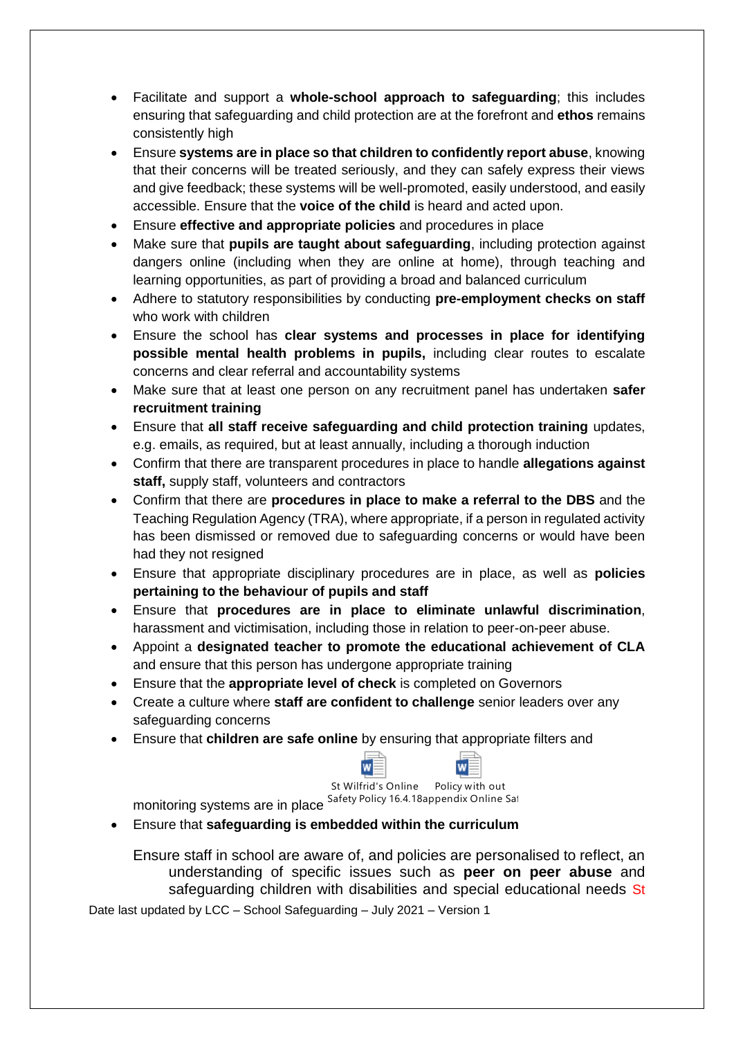- Facilitate and support a **whole-school approach to safeguarding**; this includes ensuring that safeguarding and child protection are at the forefront and **ethos** remains consistently high
- Ensure **systems are in place so that children to confidently report abuse**, knowing that their concerns will be treated seriously, and they can safely express their views and give feedback; these systems will be well-promoted, easily understood, and easily accessible. Ensure that the **voice of the child** is heard and acted upon.
- Ensure **effective and appropriate policies** and procedures in place
- Make sure that **pupils are taught about safeguarding**, including protection against dangers online (including when they are online at home), through teaching and learning opportunities, as part of providing a broad and balanced curriculum
- Adhere to statutory responsibilities by conducting **pre-employment checks on staff** who work with children
- Ensure the school has **clear systems and processes in place for identifying possible mental health problems in pupils,** including clear routes to escalate concerns and clear referral and accountability systems
- Make sure that at least one person on any recruitment panel has undertaken **safer recruitment training**
- Ensure that **all staff receive safeguarding and child protection training** updates, e.g. emails, as required, but at least annually, including a thorough induction
- Confirm that there are transparent procedures in place to handle **allegations against staff,** supply staff, volunteers and contractors
- Confirm that there are **procedures in place to make a referral to the DBS** and the Teaching Regulation Agency (TRA), where appropriate, if a person in regulated activity has been dismissed or removed due to safeguarding concerns or would have been had they not resigned
- Ensure that appropriate disciplinary procedures are in place, as well as **policies pertaining to the behaviour of pupils and staff**
- Ensure that **procedures are in place to eliminate unlawful discrimination**, harassment and victimisation, including those in relation to peer-on-peer abuse.
- Appoint a **designated teacher to promote the educational achievement of CLA** and ensure that this person has undergone appropriate training
- Ensure that the **appropriate level of check** is completed on Governors
- Create a culture where **staff are confident to challenge** senior leaders over any safeguarding concerns
- Ensure that **children are safe online** by ensuring that appropriate filters and monitoring systems are in place St Wilfrid's Online Safety Policy 16.4.18 Policy with out appendix Online Sa
- Ensure that **safeguarding is embedded within the curriculum**

Ensure staff in school are aware of, and policies are personalised to reflect, an understanding of specific issues such as **peer on peer abuse** and safeguarding children with disabilities and special educational needs St

Date last updated by LCC – School Safeguarding – July 2021 – Version 1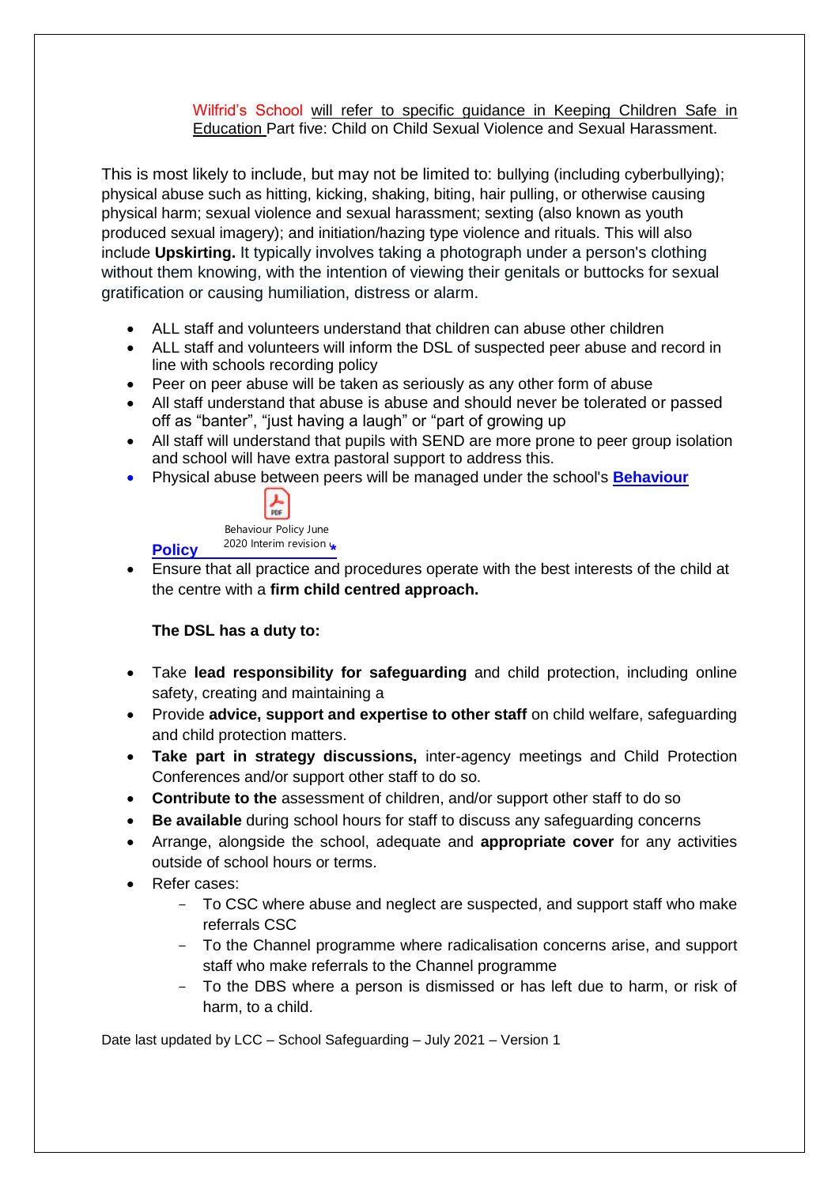Wilfrid's School will refer to specific guidance in Keeping Children Safe in Education Part five: Child on Child Sexual Violence and Sexual Harassment.

This is most likely to include, but may not be limited to: bullying (including cyberbullying); physical abuse such as hitting, kicking, shaking, biting, hair pulling, or otherwise causing physical harm; sexual violence and sexual harassment; sexting (also known as youth produced sexual imagery); and initiation/hazing type violence and rituals. This will also include **Upskirting.** It typically involves taking a photograph under a person's clothing without them knowing, with the intention of viewing their genitals or buttocks for sexual gratification or causing humiliation, distress or alarm.

- ALL staff and volunteers understand that children can abuse other children
- ALL staff and volunteers will inform the DSL of suspected peer abuse and record in line with schools recording policy
- Peer on peer abuse will be taken as seriously as any other form of abuse
- All staff understand that abuse is abuse and should never be tolerated or passed off as "banter", "just having a laugh" or "part of growing up
- All staff will understand that pupils with SEND are more prone to peer group isolation and school will have extra pastoral support to address this.
- Physical abuse between peers will be managed under the school's **Behaviour Policy** Behaviour Policy June 2020 Interim revision
- Ensure that all practice and procedures operate with the best interests of the child at the centre with a **firm child centred approach.**

**The DSL has a duty to:**

- Take **lead responsibility for safeguarding** and child protection, including online safety, creating and maintaining a
- Provide **advice, support and expertise to other staff** on child welfare, safeguarding and child protection matters.
- **Take part in strategy discussions,** inter-agency meetings and Child Protection Conferences and/or support other staff to do so.
- **Contribute to the** assessment of children, and/or support other staff to do so
- **Be available** during school hours for staff to discuss any safeguarding concerns
- Arrange, alongside the school, adequate and **appropriate cover** for any activities outside of school hours or terms.
- Refer cases:
  - To CSC where abuse and neglect are suspected, and support staff who make referrals CSC
  - To the Channel programme where radicalisation concerns arise, and support staff who make referrals to the Channel programme
  - To the DBS where a person is dismissed or has left due to harm, or risk of harm, to a child.

Date last updated by LCC – School Safeguarding – July 2021 – Version 1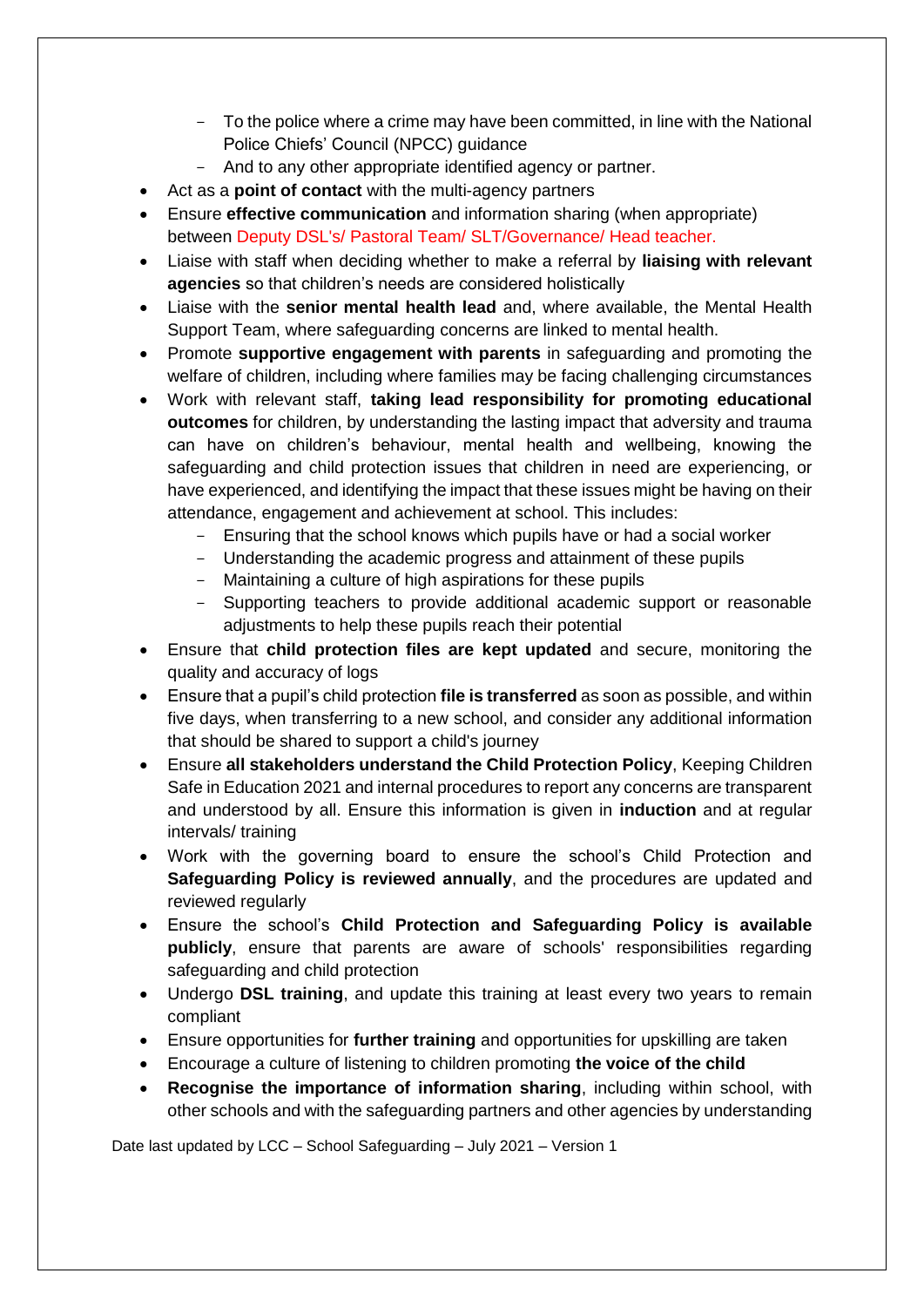- To the police where a crime may have been committed, in line with the National Police Chiefs' Council (NPCC) guidance
  - And to any other appropriate identified agency or partner.
- Act as a **point of contact** with the multi-agency partners
- Ensure **effective communication** and information sharing (when appropriate) between Deputy DSL's/ Pastoral Team/ SLT/Governance/ Head teacher.
- Liaise with staff when deciding whether to make a referral by **liaising with relevant agencies** so that children's needs are considered holistically
- Liaise with the **senior mental health lead** and, where available, the Mental Health Support Team, where safeguarding concerns are linked to mental health.
- Promote **supportive engagement with parents** in safeguarding and promoting the welfare of children, including where families may be facing challenging circumstances
- Work with relevant staff, **taking lead responsibility for promoting educational outcomes** for children, by understanding the lasting impact that adversity and trauma can have on children's behaviour, mental health and wellbeing, knowing the safeguarding and child protection issues that children in need are experiencing, or have experienced, and identifying the impact that these issues might be having on their attendance, engagement and achievement at school. This includes:
  - Ensuring that the school knows which pupils have or had a social worker
  - Understanding the academic progress and attainment of these pupils
  - Maintaining a culture of high aspirations for these pupils
  - Supporting teachers to provide additional academic support or reasonable adjustments to help these pupils reach their potential
- Ensure that **child protection files are kept updated** and secure, monitoring the quality and accuracy of logs
- Ensure that a pupil's child protection **file is transferred** as soon as possible, and within five days, when transferring to a new school, and consider any additional information that should be shared to support a child's journey
- Ensure **all stakeholders understand the Child Protection Policy**, Keeping Children Safe in Education 2021 and internal procedures to report any concerns are transparent and understood by all. Ensure this information is given in **induction** and at regular intervals/ training
- Work with the governing board to ensure the school's Child Protection and **Safeguarding Policy is reviewed annually**, and the procedures are updated and reviewed regularly
- Ensure the school's **Child Protection and Safeguarding Policy is available publicly**, ensure that parents are aware of schools' responsibilities regarding safeguarding and child protection
- Undergo **DSL training**, and update this training at least every two years to remain compliant
- Ensure opportunities for **further training** and opportunities for upskilling are taken
- Encourage a culture of listening to children promoting **the voice of the child**
- **Recognise the importance of information sharing**, including within school, with other schools and with the safeguarding partners and other agencies by understanding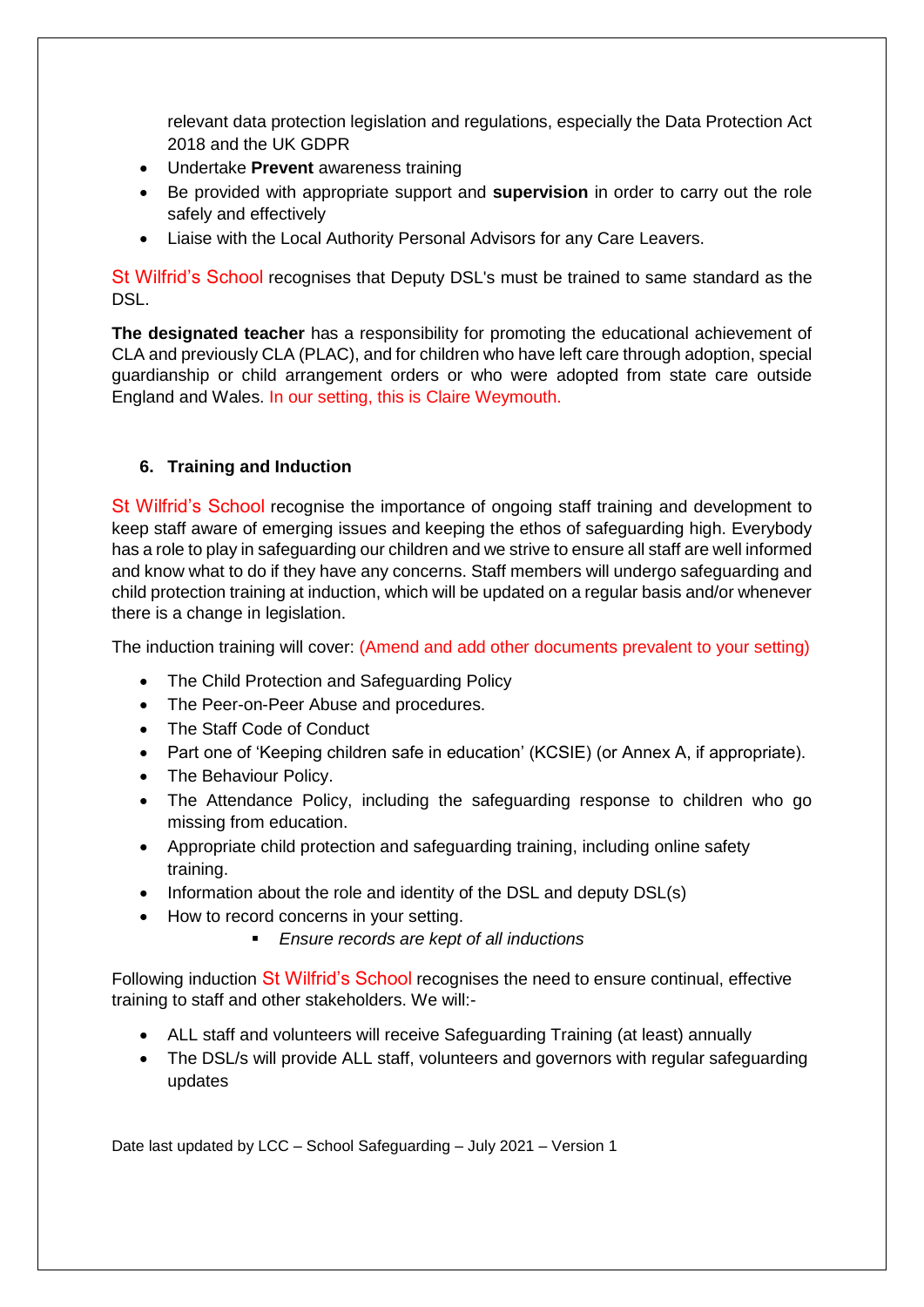relevant data protection legislation and regulations, especially the Data Protection Act 2018 and the UK GDPR

- Undertake **Prevent** awareness training
- Be provided with appropriate support and **supervision** in order to carry out the role safely and effectively
- Liaise with the Local Authority Personal Advisors for any Care Leavers.

St Wilfrid's School recognises that Deputy DSL's must be trained to same standard as the DSL.

**The designated teacher** has a responsibility for promoting the educational achievement of CLA and previously CLA (PLAC), and for children who have left care through adoption, special guardianship or child arrangement orders or who were adopted from state care outside England and Wales. In our setting, this is Claire Weymouth.

## 6. Training and Induction

St Wilfrid's School recognise the importance of ongoing staff training and development to keep staff aware of emerging issues and keeping the ethos of safeguarding high. Everybody has a role to play in safeguarding our children and we strive to ensure all staff are well informed and know what to do if they have any concerns. Staff members will undergo safeguarding and child protection training at induction, which will be updated on a regular basis and/or whenever there is a change in legislation.

The induction training will cover: (Amend and add other documents prevalent to your setting)

- The Child Protection and Safeguarding Policy
- The Peer-on-Peer Abuse and procedures.
- The Staff Code of Conduct
- Part one of 'Keeping children safe in education' (KCSIE) (or Annex A, if appropriate).
- The Behaviour Policy.
- The Attendance Policy, including the safeguarding response to children who go missing from education.
- Appropriate child protection and safeguarding training, including online safety training.
- Information about the role and identity of the DSL and deputy DSL(s)
- How to record concerns in your setting.
    - *Ensure records are kept of all inductions*

Following induction St Wilfrid's School recognises the need to ensure continual, effective training to staff and other stakeholders. We will:-

- ALL staff and volunteers will receive Safeguarding Training (at least) annually
- The DSL/s will provide ALL staff, volunteers and governors with regular safeguarding updates

Date last updated by LCC – School Safeguarding – July 2021 – Version 1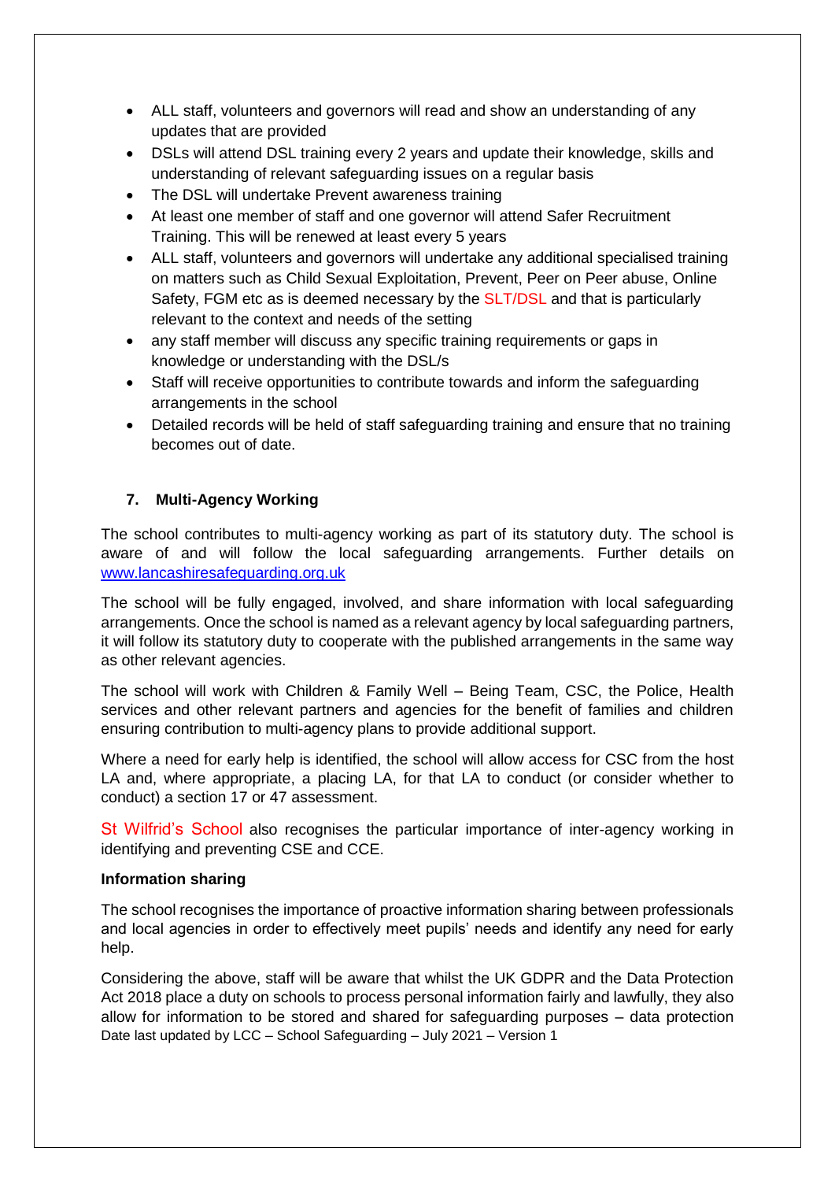- ALL staff, volunteers and governors will read and show an understanding of any updates that are provided
- DSLs will attend DSL training every 2 years and update their knowledge, skills and understanding of relevant safeguarding issues on a regular basis
- The DSL will undertake Prevent awareness training
- At least one member of staff and one governor will attend Safer Recruitment Training. This will be renewed at least every 5 years
- ALL staff, volunteers and governors will undertake any additional specialised training on matters such as Child Sexual Exploitation, Prevent, Peer on Peer abuse, Online Safety, FGM etc as is deemed necessary by the SLT/DSL and that is particularly relevant to the context and needs of the setting
- any staff member will discuss any specific training requirements or gaps in knowledge or understanding with the DSL/s
- Staff will receive opportunities to contribute towards and inform the safeguarding arrangements in the school
- Detailed records will be held of staff safeguarding training and ensure that no training becomes out of date.

### 7. Multi-Agency Working

The school contributes to multi-agency working as part of its statutory duty. The school is aware of and will follow the local safeguarding arrangements. Further details on www.lancashiresafeguarding.org.uk

The school will be fully engaged, involved, and share information with local safeguarding arrangements. Once the school is named as a relevant agency by local safeguarding partners, it will follow its statutory duty to cooperate with the published arrangements in the same way as other relevant agencies.

The school will work with Children & Family Well – Being Team, CSC, the Police, Health services and other relevant partners and agencies for the benefit of families and children ensuring contribution to multi-agency plans to provide additional support.

Where a need for early help is identified, the school will allow access for CSC from the host LA and, where appropriate, a placing LA, for that LA to conduct (or consider whether to conduct) a section 17 or 47 assessment.

St Wilfrid's School also recognises the particular importance of inter-agency working in identifying and preventing CSE and CCE.

**Information sharing**

The school recognises the importance of proactive information sharing between professionals and local agencies in order to effectively meet pupils' needs and identify any need for early help.

Considering the above, staff will be aware that whilst the UK GDPR and the Data Protection Act 2018 place a duty on schools to process personal information fairly and lawfully, they also allow for information to be stored and shared for safeguarding purposes – data protection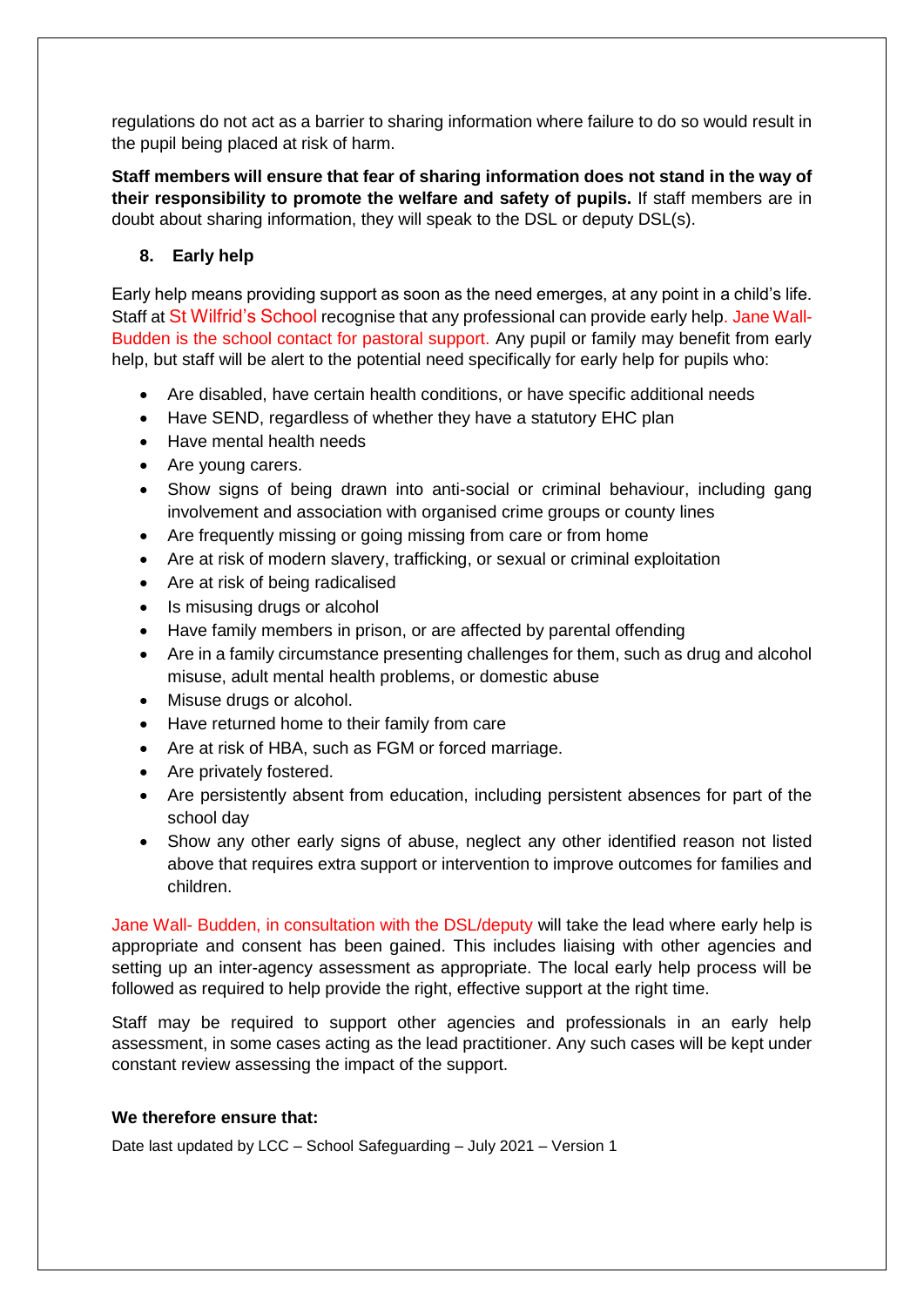regulations do not act as a barrier to sharing information where failure to do so would result in the pupil being placed at risk of harm.

**Staff members will ensure that fear of sharing information does not stand in the way of their responsibility to promote the welfare and safety of pupils.** If staff members are in doubt about sharing information, they will speak to the DSL or deputy DSL(s).

## 8. Early help

Early help means providing support as soon as the need emerges, at any point in a child's life. Staff at St Wilfrid's School recognise that any professional can provide early help. Jane Wall-Budden is the school contact for pastoral support. Any pupil or family may benefit from early help, but staff will be alert to the potential need specifically for early help for pupils who:

- Are disabled, have certain health conditions, or have specific additional needs
- Have SEND, regardless of whether they have a statutory EHC plan
- Have mental health needs
- Are young carers.
- Show signs of being drawn into anti-social or criminal behaviour, including gang involvement and association with organised crime groups or county lines
- Are frequently missing or going missing from care or from home
- Are at risk of modern slavery, trafficking, or sexual or criminal exploitation
- Are at risk of being radicalised
- Is misusing drugs or alcohol
- Have family members in prison, or are affected by parental offending
- Are in a family circumstance presenting challenges for them, such as drug and alcohol misuse, adult mental health problems, or domestic abuse
- Misuse drugs or alcohol.
- Have returned home to their family from care
- Are at risk of HBA, such as FGM or forced marriage.
- Are privately fostered.
- Are persistently absent from education, including persistent absences for part of the school day
- Show any other early signs of abuse, neglect any other identified reason not listed above that requires extra support or intervention to improve outcomes for families and children.

Jane Wall- Budden, in consultation with the DSL/deputy will take the lead where early help is appropriate and consent has been gained. This includes liaising with other agencies and setting up an inter-agency assessment as appropriate. The local early help process will be followed as required to help provide the right, effective support at the right time.

Staff may be required to support other agencies and professionals in an early help assessment, in some cases acting as the lead practitioner. Any such cases will be kept under constant review assessing the impact of the support.

**We therefore ensure that:**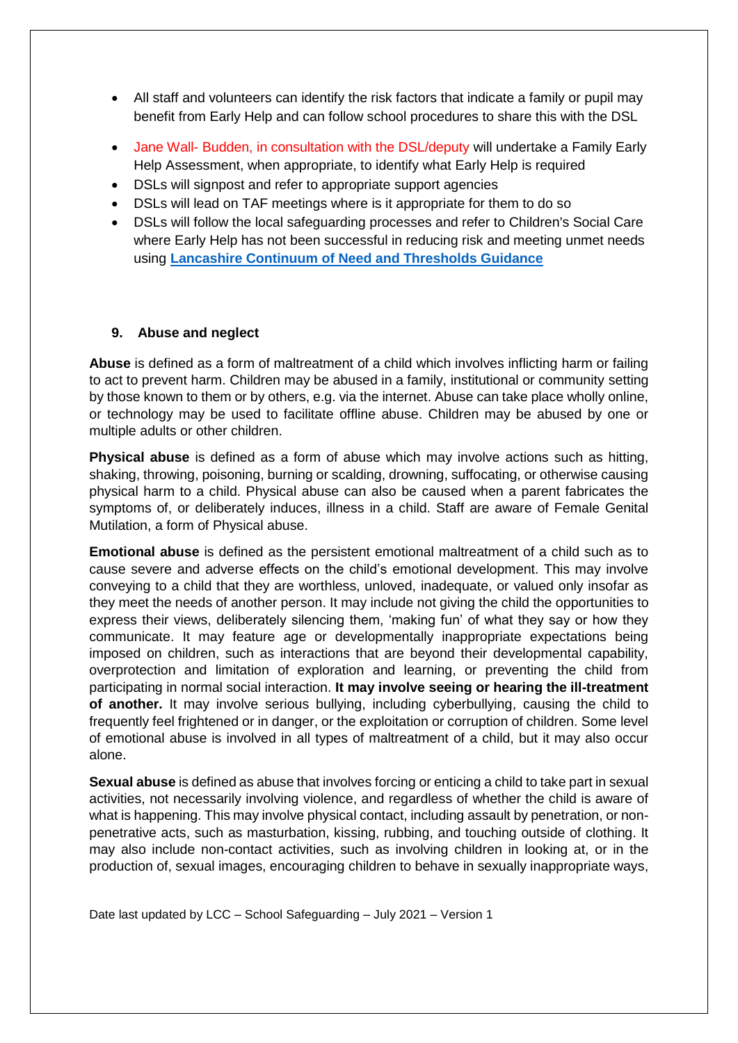- All staff and volunteers can identify the risk factors that indicate a family or pupil may benefit from Early Help and can follow school procedures to share this with the DSL
- Jane Wall- Budden, in consultation with the DSL/deputy will undertake a Family Early Help Assessment, when appropriate, to identify what Early Help is required
- DSLs will signpost and refer to appropriate support agencies
- DSLs will lead on TAF meetings where is it appropriate for them to do so
- DSLs will follow the local safeguarding processes and refer to Children's Social Care where Early Help has not been successful in reducing risk and meeting unmet needs using **Lancashire Continuum of Need and Thresholds Guidance**

## 9. Abuse and neglect

**Abuse** is defined as a form of maltreatment of a child which involves inflicting harm or failing to act to prevent harm. Children may be abused in a family, institutional or community setting by those known to them or by others, e.g. via the internet. Abuse can take place wholly online, or technology may be used to facilitate offline abuse. Children may be abused by one or multiple adults or other children.

**Physical abuse** is defined as a form of abuse which may involve actions such as hitting, shaking, throwing, poisoning, burning or scalding, drowning, suffocating, or otherwise causing physical harm to a child. Physical abuse can also be caused when a parent fabricates the symptoms of, or deliberately induces, illness in a child. Staff are aware of Female Genital Mutilation, a form of Physical abuse.

**Emotional abuse** is defined as the persistent emotional maltreatment of a child such as to cause severe and adverse effects on the child's emotional development. This may involve conveying to a child that they are worthless, unloved, inadequate, or valued only insofar as they meet the needs of another person. It may include not giving the child the opportunities to express their views, deliberately silencing them, 'making fun' of what they say or how they communicate. It may feature age or developmentally inappropriate expectations being imposed on children, such as interactions that are beyond their developmental capability, overprotection and limitation of exploration and learning, or preventing the child from participating in normal social interaction. **It may involve seeing or hearing the ill-treatment of another.** It may involve serious bullying, including cyberbullying, causing the child to frequently feel frightened or in danger, or the exploitation or corruption of children. Some level of emotional abuse is involved in all types of maltreatment of a child, but it may also occur alone.

**Sexual abuse** is defined as abuse that involves forcing or enticing a child to take part in sexual activities, not necessarily involving violence, and regardless of whether the child is aware of what is happening. This may involve physical contact, including assault by penetration, or non-penetrative acts, such as masturbation, kissing, rubbing, and touching outside of clothing. It may also include non-contact activities, such as involving children in looking at, or in the production of, sexual images, encouraging children to behave in sexually inappropriate ways,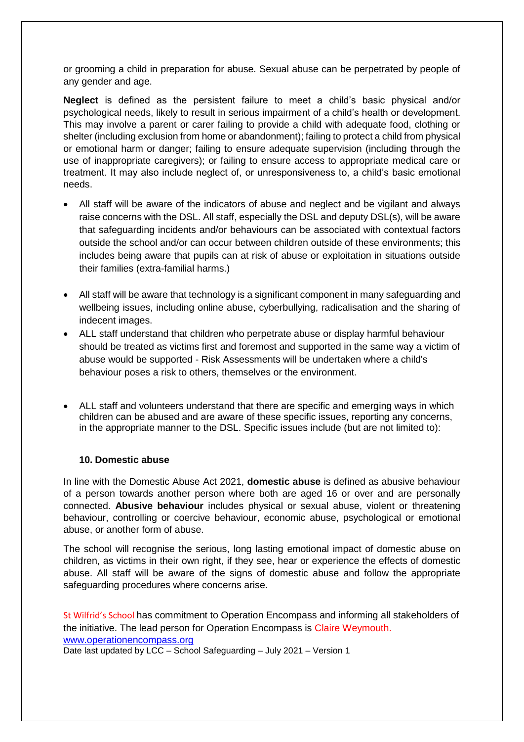or grooming a child in preparation for abuse. Sexual abuse can be perpetrated by people of any gender and age.

**Neglect** is defined as the persistent failure to meet a child's basic physical and/or psychological needs, likely to result in serious impairment of a child's health or development. This may involve a parent or carer failing to provide a child with adequate food, clothing or shelter (including exclusion from home or abandonment); failing to protect a child from physical or emotional harm or danger; failing to ensure adequate supervision (including through the use of inappropriate caregivers); or failing to ensure access to appropriate medical care or treatment. It may also include neglect of, or unresponsiveness to, a child's basic emotional needs.

- All staff will be aware of the indicators of abuse and neglect and be vigilant and always raise concerns with the DSL. All staff, especially the DSL and deputy DSL(s), will be aware that safeguarding incidents and/or behaviours can be associated with contextual factors outside the school and/or can occur between children outside of these environments; this includes being aware that pupils can at risk of abuse or exploitation in situations outside their families (extra-familial harms.)
- All staff will be aware that technology is a significant component in many safeguarding and wellbeing issues, including online abuse, cyberbullying, radicalisation and the sharing of indecent images.
- ALL staff understand that children who perpetrate abuse or display harmful behaviour should be treated as victims first and foremost and supported in the same way a victim of abuse would be supported - Risk Assessments will be undertaken where a child's behaviour poses a risk to others, themselves or the environment.
- ALL staff and volunteers understand that there are specific and emerging ways in which children can be abused and are aware of these specific issues, reporting any concerns, in the appropriate manner to the DSL. Specific issues include (but are not limited to):

**10. Domestic abuse**

In line with the Domestic Abuse Act 2021, **domestic abuse** is defined as abusive behaviour of a person towards another person where both are aged 16 or over and are personally connected. **Abusive behaviour** includes physical or sexual abuse, violent or threatening behaviour, controlling or coercive behaviour, economic abuse, psychological or emotional abuse, or another form of abuse.

The school will recognise the serious, long lasting emotional impact of domestic abuse on children, as victims in their own right, if they see, hear or experience the effects of domestic abuse. All staff will be aware of the signs of domestic abuse and follow the appropriate safeguarding procedures where concerns arise.

St Wilfrid's School has commitment to Operation Encompass and informing all stakeholders of the initiative. The lead person for Operation Encompass is Claire Weymouth.
[www.operationencompass.org](http://www.operationencompass.org)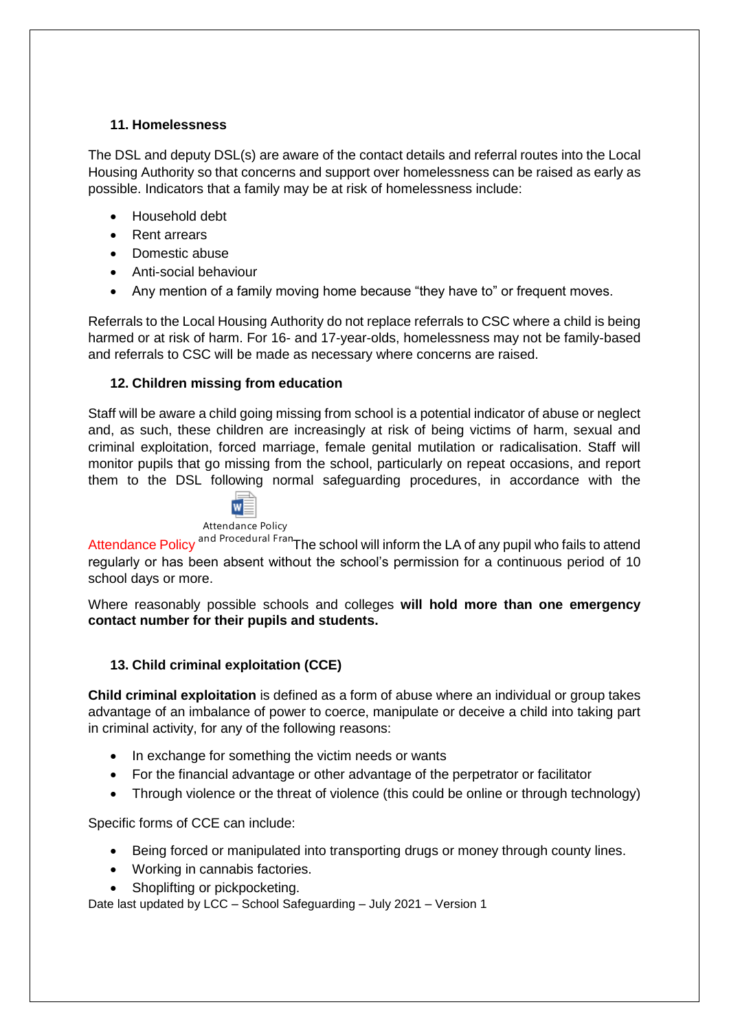### 11. Homelessness

The DSL and deputy DSL(s) are aware of the contact details and referral routes into the Local Housing Authority so that concerns and support over homelessness can be raised as early as possible. Indicators that a family may be at risk of homelessness include:

- Household debt
- Rent arrears
- Domestic abuse
- Anti-social behaviour
- Any mention of a family moving home because "they have to" or frequent moves.

Referrals to the Local Housing Authority do not replace referrals to CSC where a child is being harmed or at risk of harm. For 16- and 17-year-olds, homelessness may not be family-based and referrals to CSC will be made as necessary where concerns are raised.

### 12. Children missing from education

Staff will be aware a child going missing from school is a potential indicator of abuse or neglect and, as such, these children are increasingly at risk of being victims of harm, sexual and criminal exploitation, forced marriage, female genital mutilation or radicalisation. Staff will monitor pupils that go missing from the school, particularly on repeat occasions, and report them to the DSL following normal safeguarding procedures, in accordance with the Attendance Policy Attendance Policy and Procedural Fran The school will inform the LA of any pupil who fails to attend regularly or has been absent without the school's permission for a continuous period of 10 school days or more.

Where reasonably possible schools and colleges **will hold more than one emergency contact number for their pupils and students.**

### 13. Child criminal exploitation (CCE)

**Child criminal exploitation** is defined as a form of abuse where an individual or group takes advantage of an imbalance of power to coerce, manipulate or deceive a child into taking part in criminal activity, for any of the following reasons:

- In exchange for something the victim needs or wants
- For the financial advantage or other advantage of the perpetrator or facilitator
- Through violence or the threat of violence (this could be online or through technology)

Specific forms of CCE can include:

- Being forced or manipulated into transporting drugs or money through county lines.
- Working in cannabis factories.
- Shoplifting or pickpocketing.

Date last updated by LCC – School Safeguarding – July 2021 – Version 1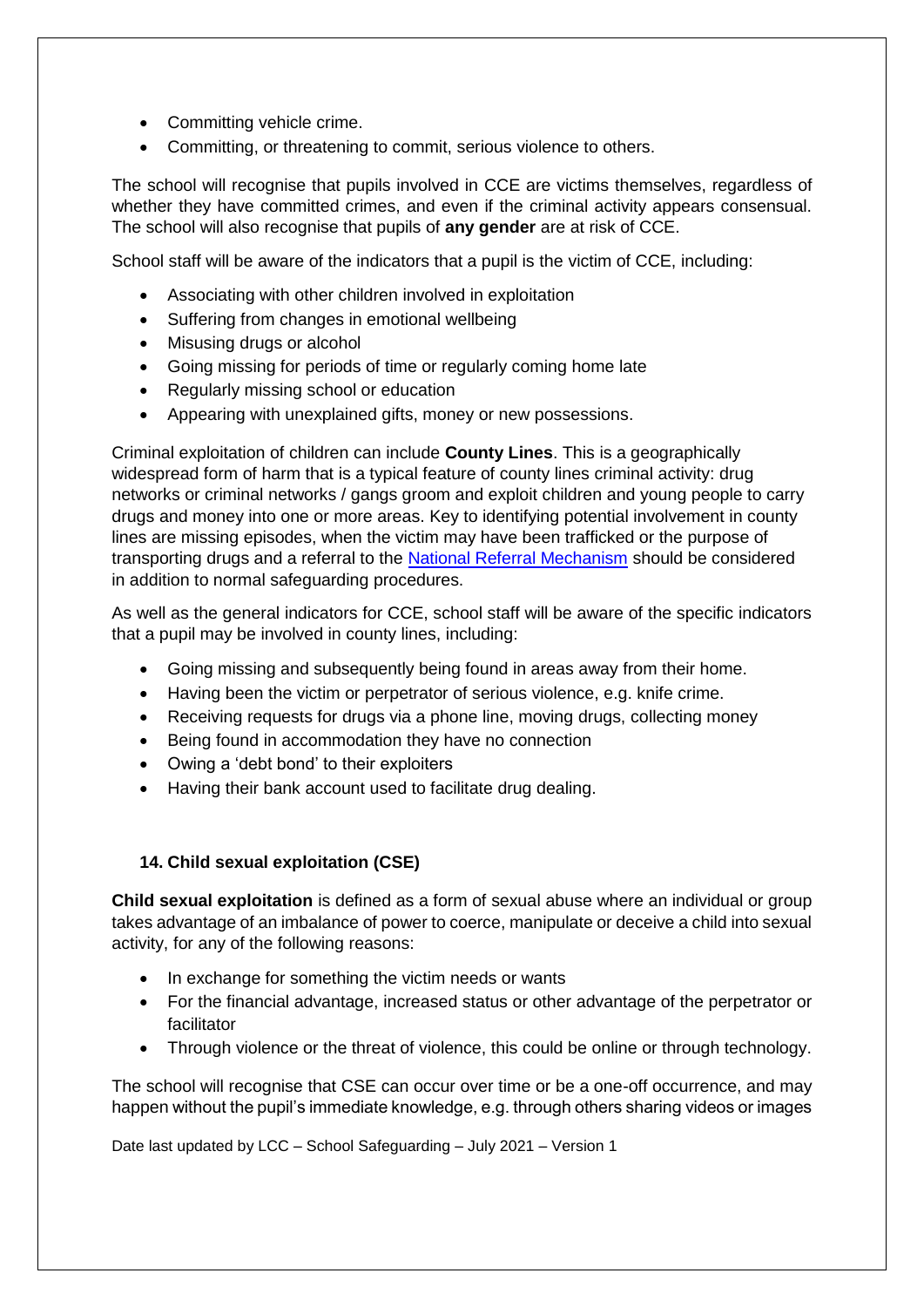- Committing vehicle crime.
- Committing, or threatening to commit, serious violence to others.

The school will recognise that pupils involved in CCE are victims themselves, regardless of whether they have committed crimes, and even if the criminal activity appears consensual. The school will also recognise that pupils of **any gender** are at risk of CCE.

School staff will be aware of the indicators that a pupil is the victim of CCE, including:

- Associating with other children involved in exploitation
- Suffering from changes in emotional wellbeing
- Misusing drugs or alcohol
- Going missing for periods of time or regularly coming home late
- Regularly missing school or education
- Appearing with unexplained gifts, money or new possessions.

Criminal exploitation of children can include **County Lines**. This is a geographically widespread form of harm that is a typical feature of county lines criminal activity: drug networks or criminal networks / gangs groom and exploit children and young people to carry drugs and money into one or more areas. Key to identifying potential involvement in county lines are missing episodes, when the victim may have been trafficked or the purpose of transporting drugs and a referral to the National Referral Mechanism should be considered in addition to normal safeguarding procedures.

As well as the general indicators for CCE, school staff will be aware of the specific indicators that a pupil may be involved in county lines, including:

- Going missing and subsequently being found in areas away from their home.
- Having been the victim or perpetrator of serious violence, e.g. knife crime.
- Receiving requests for drugs via a phone line, moving drugs, collecting money
- Being found in accommodation they have no connection
- Owing a 'debt bond' to their exploiters
- Having their bank account used to facilitate drug dealing.

### 14. Child sexual exploitation (CSE)

**Child sexual exploitation** is defined as a form of sexual abuse where an individual or group takes advantage of an imbalance of power to coerce, manipulate or deceive a child into sexual activity, for any of the following reasons:

- In exchange for something the victim needs or wants
- For the financial advantage, increased status or other advantage of the perpetrator or facilitator
- Through violence or the threat of violence, this could be online or through technology.

The school will recognise that CSE can occur over time or be a one-off occurrence, and may happen without the pupil's immediate knowledge, e.g. through others sharing videos or images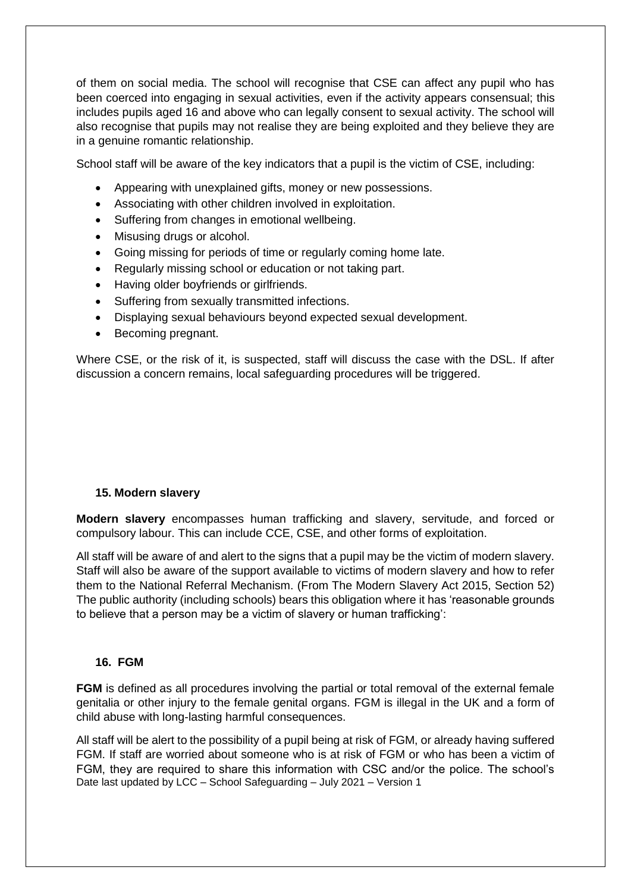of them on social media. The school will recognise that CSE can affect any pupil who has been coerced into engaging in sexual activities, even if the activity appears consensual; this includes pupils aged 16 and above who can legally consent to sexual activity. The school will also recognise that pupils may not realise they are being exploited and they believe they are in a genuine romantic relationship.

School staff will be aware of the key indicators that a pupil is the victim of CSE, including:

- Appearing with unexplained gifts, money or new possessions.
- Associating with other children involved in exploitation.
- Suffering from changes in emotional wellbeing.
- Misusing drugs or alcohol.
- Going missing for periods of time or regularly coming home late.
- Regularly missing school or education or not taking part.
- Having older boyfriends or girlfriends.
- Suffering from sexually transmitted infections.
- Displaying sexual behaviours beyond expected sexual development.
- Becoming pregnant.

Where CSE, or the risk of it, is suspected, staff will discuss the case with the DSL. If after discussion a concern remains, local safeguarding procedures will be triggered.

### 15. Modern slavery

**Modern slavery** encompasses human trafficking and slavery, servitude, and forced or compulsory labour. This can include CCE, CSE, and other forms of exploitation.

All staff will be aware of and alert to the signs that a pupil may be the victim of modern slavery. Staff will also be aware of the support available to victims of modern slavery and how to refer them to the National Referral Mechanism. (From The Modern Slavery Act 2015, Section 52) The public authority (including schools) bears this obligation where it has 'reasonable grounds to believe that a person may be a victim of slavery or human trafficking':

### 16. FGM

**FGM** is defined as all procedures involving the partial or total removal of the external female genitalia or other injury to the female genital organs. FGM is illegal in the UK and a form of child abuse with long-lasting harmful consequences.

All staff will be alert to the possibility of a pupil being at risk of FGM, or already having suffered FGM. If staff are worried about someone who is at risk of FGM or who has been a victim of FGM, they are required to share this information with CSC and/or the police. The school's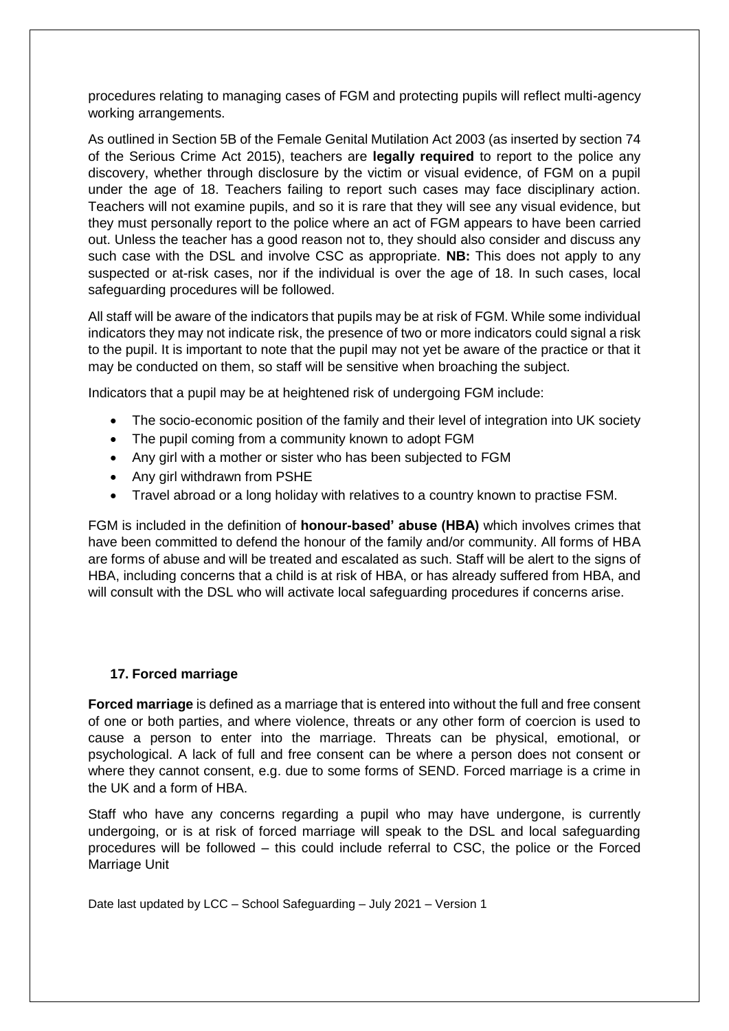procedures relating to managing cases of FGM and protecting pupils will reflect multi-agency working arrangements.

As outlined in Section 5B of the Female Genital Mutilation Act 2003 (as inserted by section 74 of the Serious Crime Act 2015), teachers are **legally required** to report to the police any discovery, whether through disclosure by the victim or visual evidence, of FGM on a pupil under the age of 18. Teachers failing to report such cases may face disciplinary action. Teachers will not examine pupils, and so it is rare that they will see any visual evidence, but they must personally report to the police where an act of FGM appears to have been carried out. Unless the teacher has a good reason not to, they should also consider and discuss any such case with the DSL and involve CSC as appropriate. **NB:** This does not apply to any suspected or at-risk cases, nor if the individual is over the age of 18. In such cases, local safeguarding procedures will be followed.

All staff will be aware of the indicators that pupils may be at risk of FGM. While some individual indicators they may not indicate risk, the presence of two or more indicators could signal a risk to the pupil. It is important to note that the pupil may not yet be aware of the practice or that it may be conducted on them, so staff will be sensitive when broaching the subject.

Indicators that a pupil may be at heightened risk of undergoing FGM include:

- The socio-economic position of the family and their level of integration into UK society
- The pupil coming from a community known to adopt FGM
- Any girl with a mother or sister who has been subjected to FGM
- Any girl withdrawn from PSHE
- Travel abroad or a long holiday with relatives to a country known to practise FSM.

FGM is included in the definition of **honour-based' abuse (HBA)** which involves crimes that have been committed to defend the honour of the family and/or community. All forms of HBA are forms of abuse and will be treated and escalated as such. Staff will be alert to the signs of HBA, including concerns that a child is at risk of HBA, or has already suffered from HBA, and will consult with the DSL who will activate local safeguarding procedures if concerns arise.

### 17. Forced marriage

**Forced marriage** is defined as a marriage that is entered into without the full and free consent of one or both parties, and where violence, threats or any other form of coercion is used to cause a person to enter into the marriage. Threats can be physical, emotional, or psychological. A lack of full and free consent can be where a person does not consent or where they cannot consent, e.g. due to some forms of SEND. Forced marriage is a crime in the UK and a form of HBA.

Staff who have any concerns regarding a pupil who may have undergone, is currently undergoing, or is at risk of forced marriage will speak to the DSL and local safeguarding procedures will be followed – this could include referral to CSC, the police or the Forced Marriage Unit

Date last updated by LCC – School Safeguarding – July 2021 – Version 1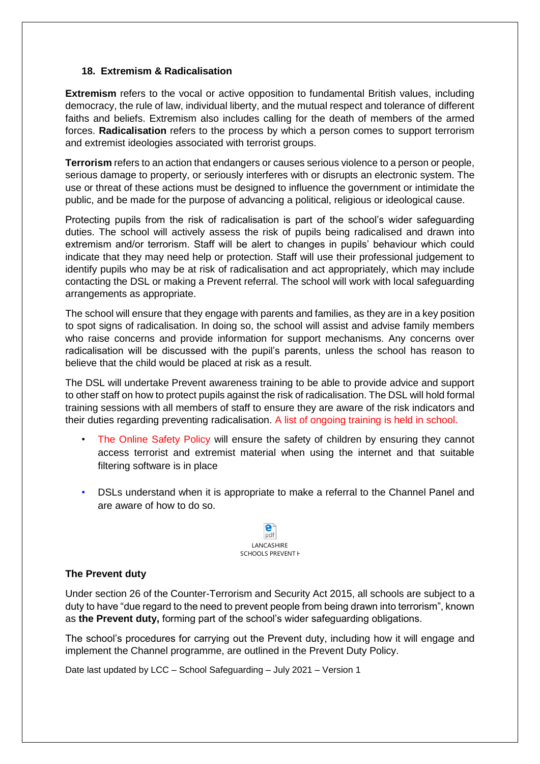### 18. Extremism & Radicalisation

**Extremism** refers to the vocal or active opposition to fundamental British values, including democracy, the rule of law, individual liberty, and the mutual respect and tolerance of different faiths and beliefs. Extremism also includes calling for the death of members of the armed forces. **Radicalisation** refers to the process by which a person comes to support terrorism and extremist ideologies associated with terrorist groups.

**Terrorism** refers to an action that endangers or causes serious violence to a person or people, serious damage to property, or seriously interferes with or disrupts an electronic system. The use or threat of these actions must be designed to influence the government or intimidate the public, and be made for the purpose of advancing a political, religious or ideological cause.

Protecting pupils from the risk of radicalisation is part of the school's wider safeguarding duties. The school will actively assess the risk of pupils being radicalised and drawn into extremism and/or terrorism. Staff will be alert to changes in pupils' behaviour which could indicate that they may need help or protection. Staff will use their professional judgement to identify pupils who may be at risk of radicalisation and act appropriately, which may include contacting the DSL or making a Prevent referral. The school will work with local safeguarding arrangements as appropriate.

The school will ensure that they engage with parents and families, as they are in a key position to spot signs of radicalisation. In doing so, the school will assist and advise family members who raise concerns and provide information for support mechanisms. Any concerns over radicalisation will be discussed with the pupil's parents, unless the school has reason to believe that the child would be placed at risk as a result.

The DSL will undertake Prevent awareness training to be able to provide advice and support to other staff on how to protect pupils against the risk of radicalisation. The DSL will hold formal training sessions with all members of staff to ensure they are aware of the risk indicators and their duties regarding preventing radicalisation. A list of ongoing training is held in school.

- The Online Safety Policy will ensure the safety of children by ensuring they cannot access terrorist and extremist material when using the internet and that suitable filtering software is in place
- DSLs understand when it is appropriate to make a referral to the Channel Panel and are aware of how to do so.

LANCASHIRE SCHOOLS PREVENT H

### The Prevent duty

Under section 26 of the Counter-Terrorism and Security Act 2015, all schools are subject to a duty to have "due regard to the need to prevent people from being drawn into terrorism", known as **the Prevent duty,** forming part of the school's wider safeguarding obligations.

The school's procedures for carrying out the Prevent duty, including how it will engage and implement the Channel programme, are outlined in the Prevent Duty Policy.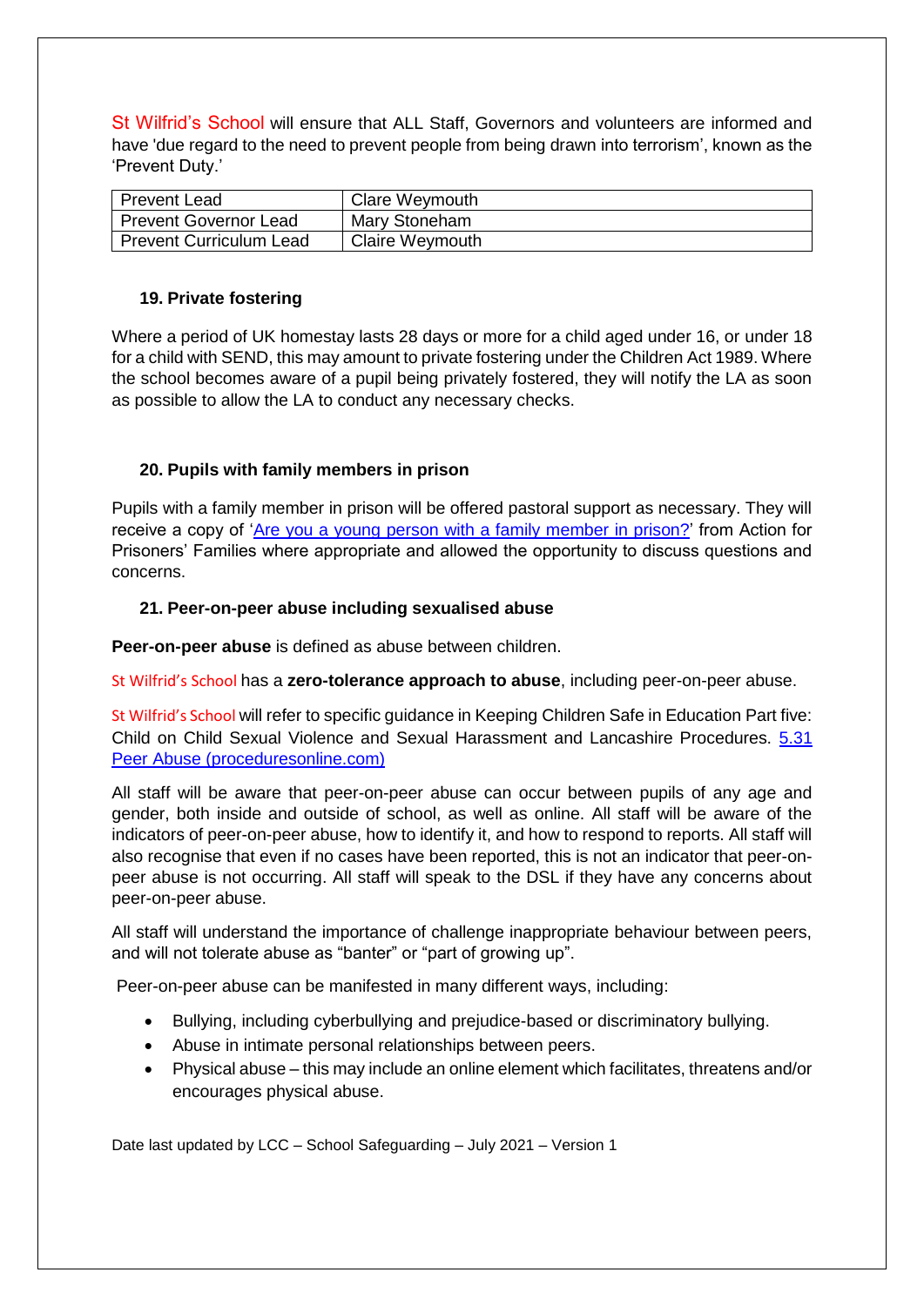St Wilfrid's School will ensure that ALL Staff, Governors and volunteers are informed and have 'due regard to the need to prevent people from being drawn into terrorism', known as the 'Prevent Duty.'

| Prevent Lead | Clare Weymouth |
|---|---|
| Prevent Governor Lead | Mary Stoneham |
| Prevent Curriculum Lead | Claire Weymouth |

### 19. Private fostering

Where a period of UK homestay lasts 28 days or more for a child aged under 16, or under 18 for a child with SEND, this may amount to private fostering under the Children Act 1989. Where the school becomes aware of a pupil being privately fostered, they will notify the LA as soon as possible to allow the LA to conduct any necessary checks.

### 20. Pupils with family members in prison

Pupils with a family member in prison will be offered pastoral support as necessary. They will receive a copy of 'Are you a young person with a family member in prison?' from Action for Prisoners' Families where appropriate and allowed the opportunity to discuss questions and concerns.

### 21. Peer-on-peer abuse including sexualised abuse

**Peer-on-peer abuse** is defined as abuse between children.

St Wilfrid's School has a **zero-tolerance approach to abuse**, including peer-on-peer abuse.

St Wilfrid's School will refer to specific guidance in Keeping Children Safe in Education Part five: Child on Child Sexual Violence and Sexual Harassment and Lancashire Procedures. 5.31 Peer Abuse (proceduresonline.com)

All staff will be aware that peer-on-peer abuse can occur between pupils of any age and gender, both inside and outside of school, as well as online. All staff will be aware of the indicators of peer-on-peer abuse, how to identify it, and how to respond to reports. All staff will also recognise that even if no cases have been reported, this is not an indicator that peer-on-peer abuse is not occurring. All staff will speak to the DSL if they have any concerns about peer-on-peer abuse.

All staff will understand the importance of challenge inappropriate behaviour between peers, and will not tolerate abuse as "banter" or "part of growing up".

Peer-on-peer abuse can be manifested in many different ways, including:

- Bullying, including cyberbullying and prejudice-based or discriminatory bullying.
- Abuse in intimate personal relationships between peers.
- Physical abuse – this may include an online element which facilitates, threatens and/or encourages physical abuse.

Date last updated by LCC – School Safeguarding – July 2021 – Version 1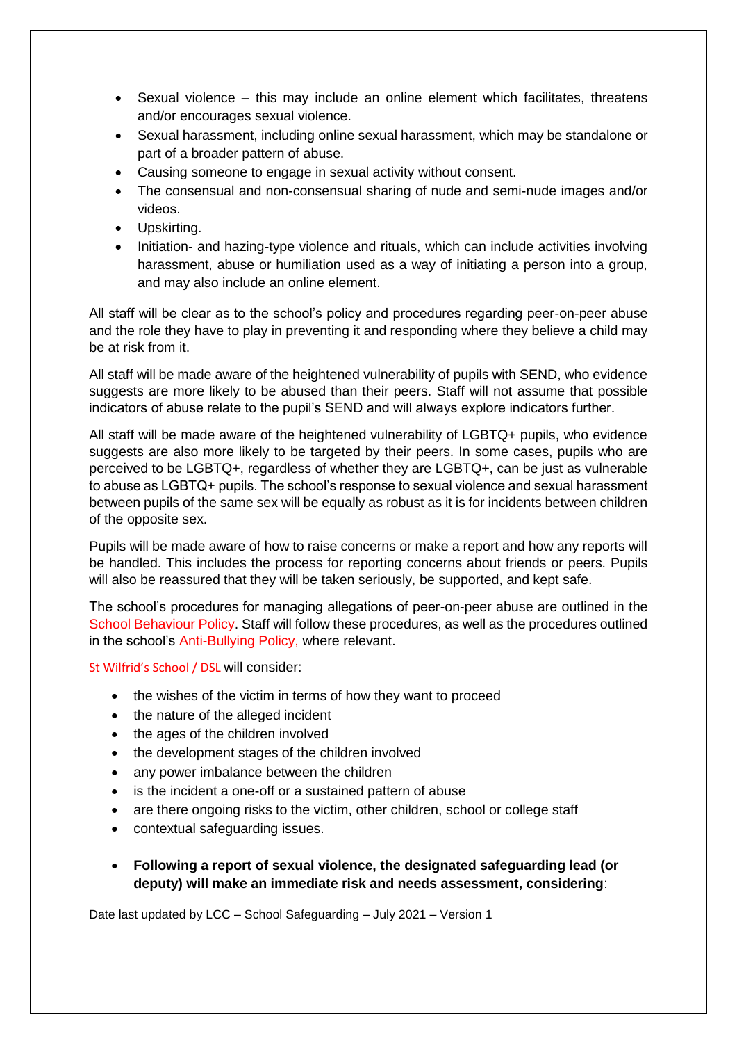- Sexual violence – this may include an online element which facilitates, threatens and/or encourages sexual violence.
- Sexual harassment, including online sexual harassment, which may be standalone or part of a broader pattern of abuse.
- Causing someone to engage in sexual activity without consent.
- The consensual and non-consensual sharing of nude and semi-nude images and/or videos.
- Upskirting.
- Initiation- and hazing-type violence and rituals, which can include activities involving harassment, abuse or humiliation used as a way of initiating a person into a group, and may also include an online element.

All staff will be clear as to the school's policy and procedures regarding peer-on-peer abuse and the role they have to play in preventing it and responding where they believe a child may be at risk from it.

All staff will be made aware of the heightened vulnerability of pupils with SEND, who evidence suggests are more likely to be abused than their peers. Staff will not assume that possible indicators of abuse relate to the pupil's SEND and will always explore indicators further.

All staff will be made aware of the heightened vulnerability of LGBTQ+ pupils, who evidence suggests are also more likely to be targeted by their peers. In some cases, pupils who are perceived to be LGBTQ+, regardless of whether they are LGBTQ+, can be just as vulnerable to abuse as LGBTQ+ pupils. The school's response to sexual violence and sexual harassment between pupils of the same sex will be equally as robust as it is for incidents between children of the opposite sex.

Pupils will be made aware of how to raise concerns or make a report and how any reports will be handled. This includes the process for reporting concerns about friends or peers. Pupils will also be reassured that they will be taken seriously, be supported, and kept safe.

The school's procedures for managing allegations of peer-on-peer abuse are outlined in the School Behaviour Policy. Staff will follow these procedures, as well as the procedures outlined in the school's Anti-Bullying Policy, where relevant.

St Wilfrid's School / DSL will consider:

- the wishes of the victim in terms of how they want to proceed
- the nature of the alleged incident
- the ages of the children involved
- the development stages of the children involved
- any power imbalance between the children
- is the incident a one-off or a sustained pattern of abuse
- are there ongoing risks to the victim, other children, school or college staff
- contextual safeguarding issues.

- **Following a report of sexual violence, the designated safeguarding lead (or deputy) will make an immediate risk and needs assessment, considering**:

Date last updated by LCC – School Safeguarding – July 2021 – Version 1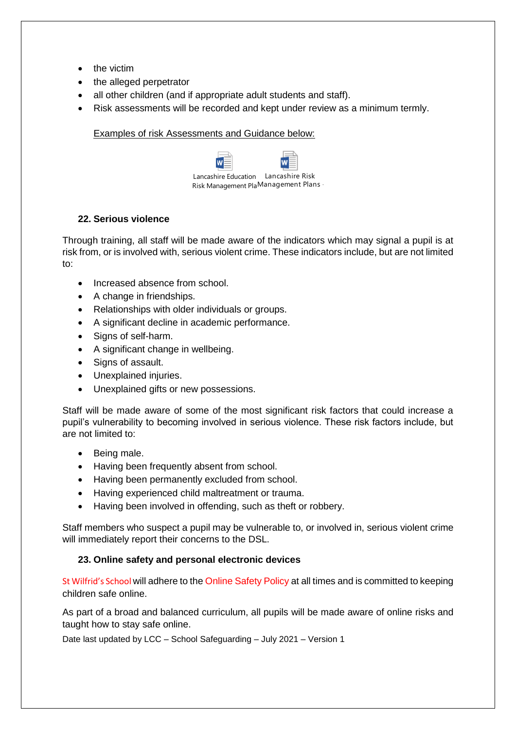- the victim
- the alleged perpetrator
- all other children (and if appropriate adult students and staff).
- Risk assessments will be recorded and kept under review as a minimum termly.

Examples of risk Assessments and Guidance below:

Lancashire Education Risk Management Pla    Lancashire Risk Management Plans

### 22. Serious violence

Through training, all staff will be made aware of the indicators which may signal a pupil is at risk from, or is involved with, serious violent crime. These indicators include, but are not limited to:

- Increased absence from school.
- A change in friendships.
- Relationships with older individuals or groups.
- A significant decline in academic performance.
- Signs of self-harm.
- A significant change in wellbeing.
- Signs of assault.
- Unexplained injuries.
- Unexplained gifts or new possessions.

Staff will be made aware of some of the most significant risk factors that could increase a pupil's vulnerability to becoming involved in serious violence. These risk factors include, but are not limited to:

- Being male.
- Having been frequently absent from school.
- Having been permanently excluded from school.
- Having experienced child maltreatment or trauma.
- Having been involved in offending, such as theft or robbery.

Staff members who suspect a pupil may be vulnerable to, or involved in, serious violent crime will immediately report their concerns to the DSL.

### 23. Online safety and personal electronic devices

St Wilfrid's School will adhere to the Online Safety Policy at all times and is committed to keeping children safe online.

As part of a broad and balanced curriculum, all pupils will be made aware of online risks and taught how to stay safe online.

Date last updated by LCC – School Safeguarding – July 2021 – Version 1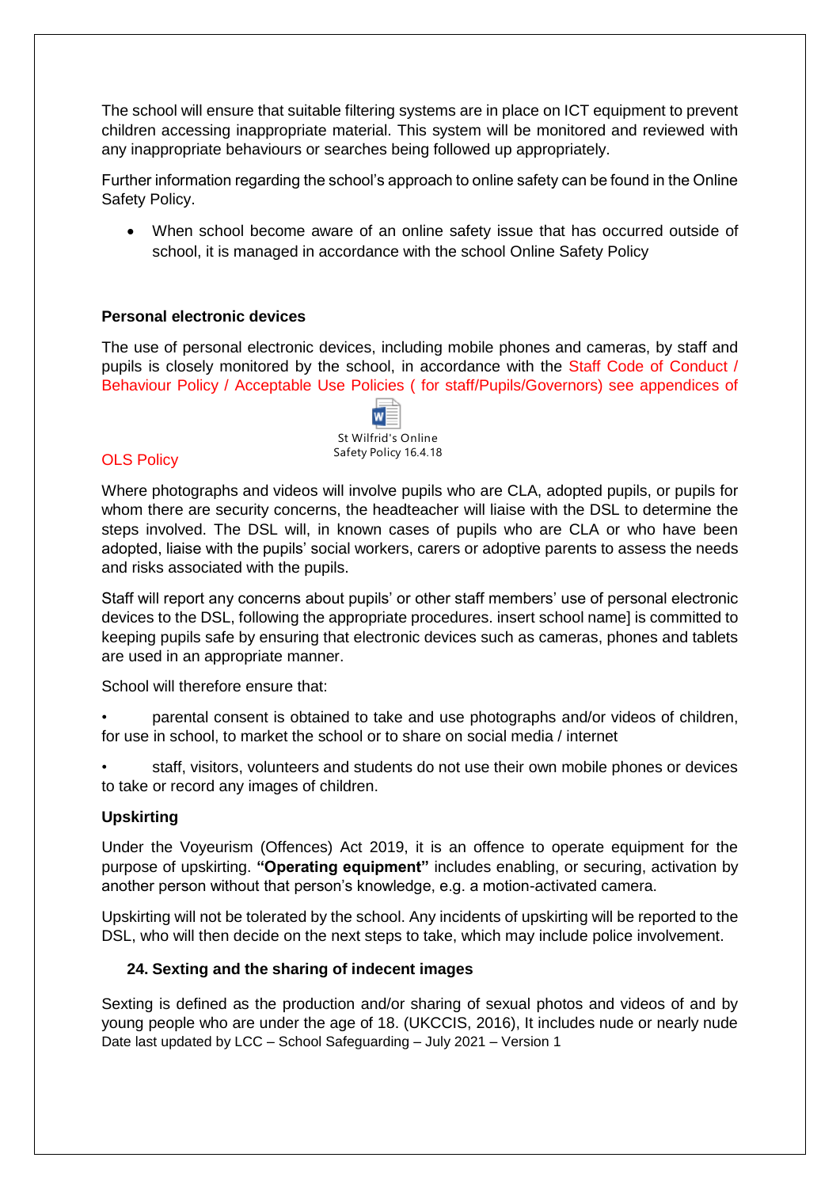The school will ensure that suitable filtering systems are in place on ICT equipment to prevent children accessing inappropriate material. This system will be monitored and reviewed with any inappropriate behaviours or searches being followed up appropriately.

Further information regarding the school's approach to online safety can be found in the Online Safety Policy.

- When school become aware of an online safety issue that has occurred outside of school, it is managed in accordance with the school Online Safety Policy

**Personal electronic devices**

The use of personal electronic devices, including mobile phones and cameras, by staff and pupils is closely monitored by the school, in accordance with the Staff Code of Conduct / Behaviour Policy / Acceptable Use Policies ( for staff/Pupils/Governors) see appendices of OLS Policy

St Wilfrid's Online Safety Policy 16.4.18

Where photographs and videos will involve pupils who are CLA, adopted pupils, or pupils for whom there are security concerns, the headteacher will liaise with the DSL to determine the steps involved. The DSL will, in known cases of pupils who are CLA or who have been adopted, liaise with the pupils' social workers, carers or adoptive parents to assess the needs and risks associated with the pupils.

Staff will report any concerns about pupils' or other staff members' use of personal electronic devices to the DSL, following the appropriate procedures. insert school name] is committed to keeping pupils safe by ensuring that electronic devices such as cameras, phones and tablets are used in an appropriate manner.

School will therefore ensure that:

- parental consent is obtained to take and use photographs and/or videos of children, for use in school, to market the school or to share on social media / internet
- staff, visitors, volunteers and students do not use their own mobile phones or devices to take or record any images of children.

**Upskirting**

Under the Voyeurism (Offences) Act 2019, it is an offence to operate equipment for the purpose of upskirting. **"Operating equipment"** includes enabling, or securing, activation by another person without that person's knowledge, e.g. a motion-activated camera.

Upskirting will not be tolerated by the school. Any incidents of upskirting will be reported to the DSL, who will then decide on the next steps to take, which may include police involvement.

**24. Sexting and the sharing of indecent images**

Sexting is defined as the production and/or sharing of sexual photos and videos of and by young people who are under the age of 18. (UKCCIS, 2016), It includes nude or nearly nude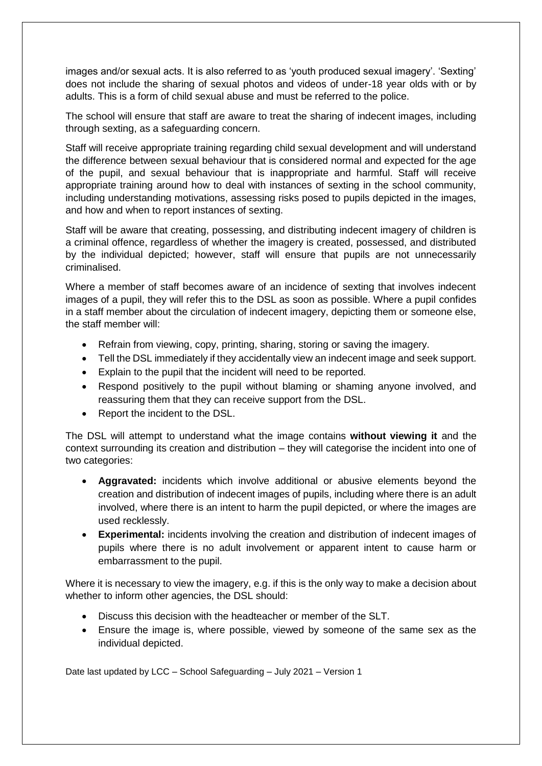images and/or sexual acts. It is also referred to as 'youth produced sexual imagery'. 'Sexting' does not include the sharing of sexual photos and videos of under-18 year olds with or by adults. This is a form of child sexual abuse and must be referred to the police.

The school will ensure that staff are aware to treat the sharing of indecent images, including through sexting, as a safeguarding concern.

Staff will receive appropriate training regarding child sexual development and will understand the difference between sexual behaviour that is considered normal and expected for the age of the pupil, and sexual behaviour that is inappropriate and harmful. Staff will receive appropriate training around how to deal with instances of sexting in the school community, including understanding motivations, assessing risks posed to pupils depicted in the images, and how and when to report instances of sexting.

Staff will be aware that creating, possessing, and distributing indecent imagery of children is a criminal offence, regardless of whether the imagery is created, possessed, and distributed by the individual depicted; however, staff will ensure that pupils are not unnecessarily criminalised.

Where a member of staff becomes aware of an incidence of sexting that involves indecent images of a pupil, they will refer this to the DSL as soon as possible. Where a pupil confides in a staff member about the circulation of indecent imagery, depicting them or someone else, the staff member will:

- Refrain from viewing, copy, printing, sharing, storing or saving the imagery.
- Tell the DSL immediately if they accidentally view an indecent image and seek support.
- Explain to the pupil that the incident will need to be reported.
- Respond positively to the pupil without blaming or shaming anyone involved, and reassuring them that they can receive support from the DSL.
- Report the incident to the DSL.

The DSL will attempt to understand what the image contains **without viewing it** and the context surrounding its creation and distribution – they will categorise the incident into one of two categories:

- **Aggravated:** incidents which involve additional or abusive elements beyond the creation and distribution of indecent images of pupils, including where there is an adult involved, where there is an intent to harm the pupil depicted, or where the images are used recklessly.
- **Experimental:** incidents involving the creation and distribution of indecent images of pupils where there is no adult involvement or apparent intent to cause harm or embarrassment to the pupil.

Where it is necessary to view the imagery, e.g. if this is the only way to make a decision about whether to inform other agencies, the DSL should:

- Discuss this decision with the headteacher or member of the SLT.
- Ensure the image is, where possible, viewed by someone of the same sex as the individual depicted.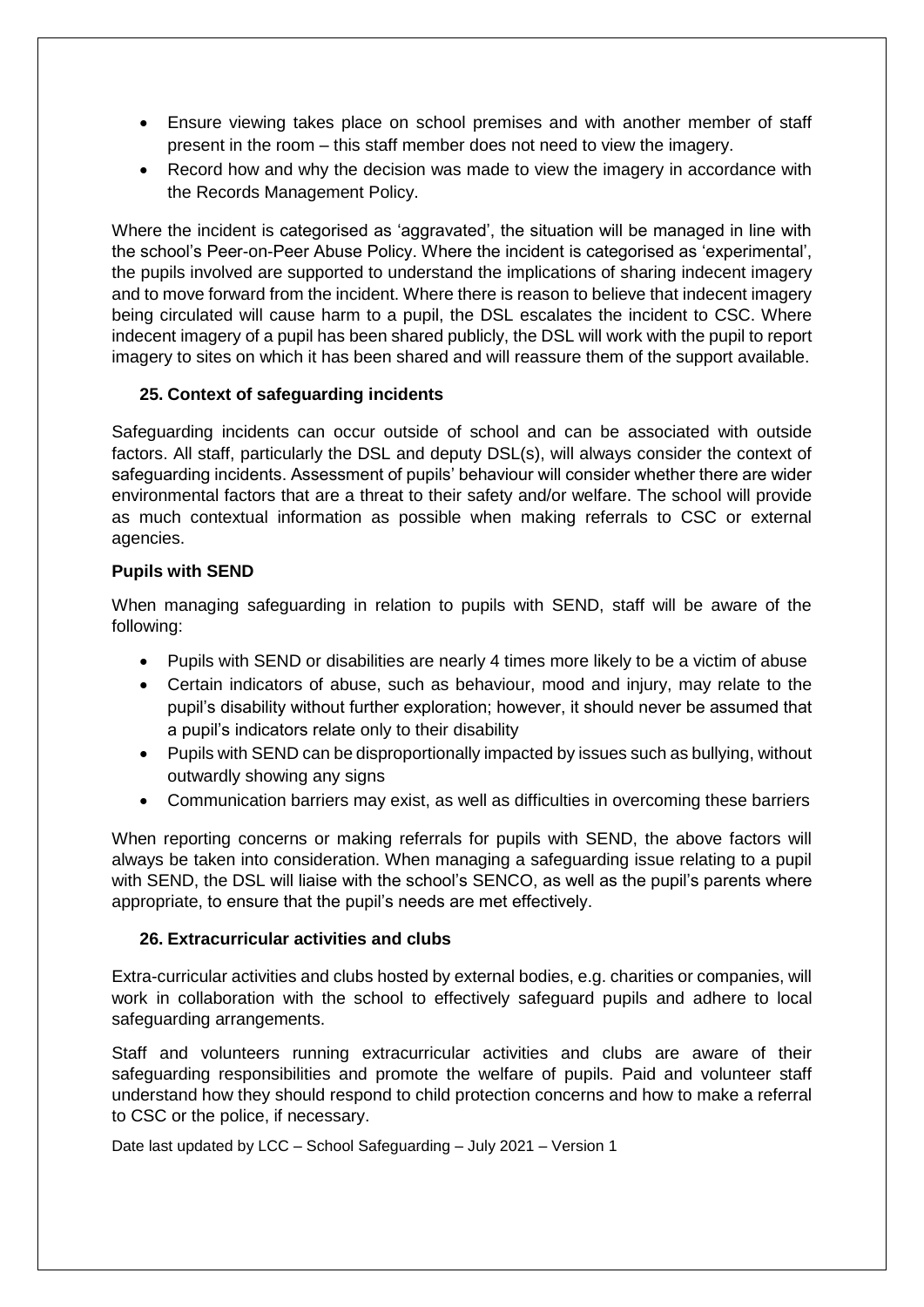- Ensure viewing takes place on school premises and with another member of staff present in the room – this staff member does not need to view the imagery.
- Record how and why the decision was made to view the imagery in accordance with the Records Management Policy.

Where the incident is categorised as 'aggravated', the situation will be managed in line with the school's Peer-on-Peer Abuse Policy. Where the incident is categorised as 'experimental', the pupils involved are supported to understand the implications of sharing indecent imagery and to move forward from the incident. Where there is reason to believe that indecent imagery being circulated will cause harm to a pupil, the DSL escalates the incident to CSC. Where indecent imagery of a pupil has been shared publicly, the DSL will work with the pupil to report imagery to sites on which it has been shared and will reassure them of the support available.

### 25. Context of safeguarding incidents

Safeguarding incidents can occur outside of school and can be associated with outside factors. All staff, particularly the DSL and deputy DSL(s), will always consider the context of safeguarding incidents. Assessment of pupils' behaviour will consider whether there are wider environmental factors that are a threat to their safety and/or welfare. The school will provide as much contextual information as possible when making referrals to CSC or external agencies.

#### Pupils with SEND

When managing safeguarding in relation to pupils with SEND, staff will be aware of the following:

- Pupils with SEND or disabilities are nearly 4 times more likely to be a victim of abuse
- Certain indicators of abuse, such as behaviour, mood and injury, may relate to the pupil's disability without further exploration; however, it should never be assumed that a pupil's indicators relate only to their disability
- Pupils with SEND can be disproportionally impacted by issues such as bullying, without outwardly showing any signs
- Communication barriers may exist, as well as difficulties in overcoming these barriers

When reporting concerns or making referrals for pupils with SEND, the above factors will always be taken into consideration. When managing a safeguarding issue relating to a pupil with SEND, the DSL will liaise with the school's SENCO, as well as the pupil's parents where appropriate, to ensure that the pupil's needs are met effectively.

### 26. Extracurricular activities and clubs

Extra-curricular activities and clubs hosted by external bodies, e.g. charities or companies, will work in collaboration with the school to effectively safeguard pupils and adhere to local safeguarding arrangements.

Staff and volunteers running extracurricular activities and clubs are aware of their safeguarding responsibilities and promote the welfare of pupils. Paid and volunteer staff understand how they should respond to child protection concerns and how to make a referral to CSC or the police, if necessary.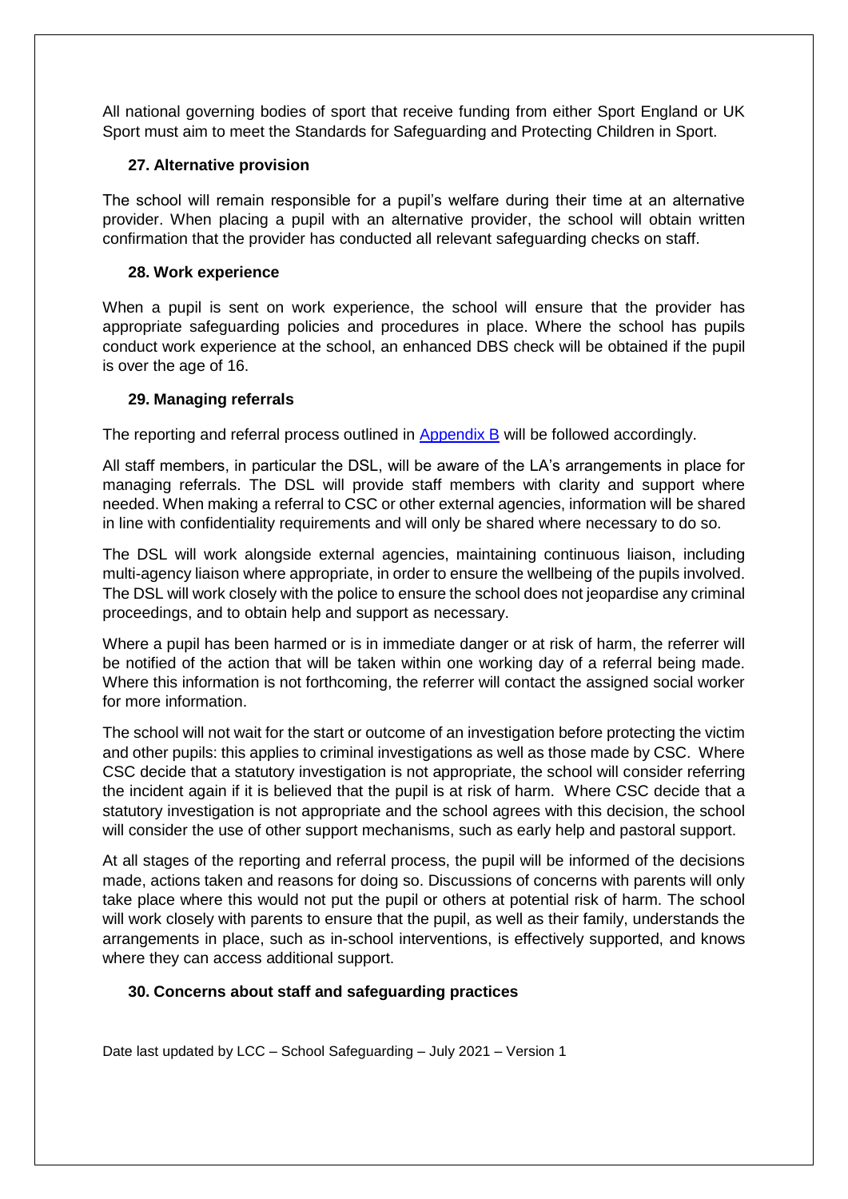All national governing bodies of sport that receive funding from either Sport England or UK Sport must aim to meet the Standards for Safeguarding and Protecting Children in Sport.

### 27. Alternative provision

The school will remain responsible for a pupil's welfare during their time at an alternative provider. When placing a pupil with an alternative provider, the school will obtain written confirmation that the provider has conducted all relevant safeguarding checks on staff.

### 28. Work experience

When a pupil is sent on work experience, the school will ensure that the provider has appropriate safeguarding policies and procedures in place. Where the school has pupils conduct work experience at the school, an enhanced DBS check will be obtained if the pupil is over the age of 16.

### 29. Managing referrals

The reporting and referral process outlined in Appendix B will be followed accordingly.

All staff members, in particular the DSL, will be aware of the LA's arrangements in place for managing referrals. The DSL will provide staff members with clarity and support where needed. When making a referral to CSC or other external agencies, information will be shared in line with confidentiality requirements and will only be shared where necessary to do so.

The DSL will work alongside external agencies, maintaining continuous liaison, including multi-agency liaison where appropriate, in order to ensure the wellbeing of the pupils involved. The DSL will work closely with the police to ensure the school does not jeopardise any criminal proceedings, and to obtain help and support as necessary.

Where a pupil has been harmed or is in immediate danger or at risk of harm, the referrer will be notified of the action that will be taken within one working day of a referral being made. Where this information is not forthcoming, the referrer will contact the assigned social worker for more information.

The school will not wait for the start or outcome of an investigation before protecting the victim and other pupils: this applies to criminal investigations as well as those made by CSC. Where CSC decide that a statutory investigation is not appropriate, the school will consider referring the incident again if it is believed that the pupil is at risk of harm. Where CSC decide that a statutory investigation is not appropriate and the school agrees with this decision, the school will consider the use of other support mechanisms, such as early help and pastoral support.

At all stages of the reporting and referral process, the pupil will be informed of the decisions made, actions taken and reasons for doing so. Discussions of concerns with parents will only take place where this would not put the pupil or others at potential risk of harm. The school will work closely with parents to ensure that the pupil, as well as their family, understands the arrangements in place, such as in-school interventions, is effectively supported, and knows where they can access additional support.

### 30. Concerns about staff and safeguarding practices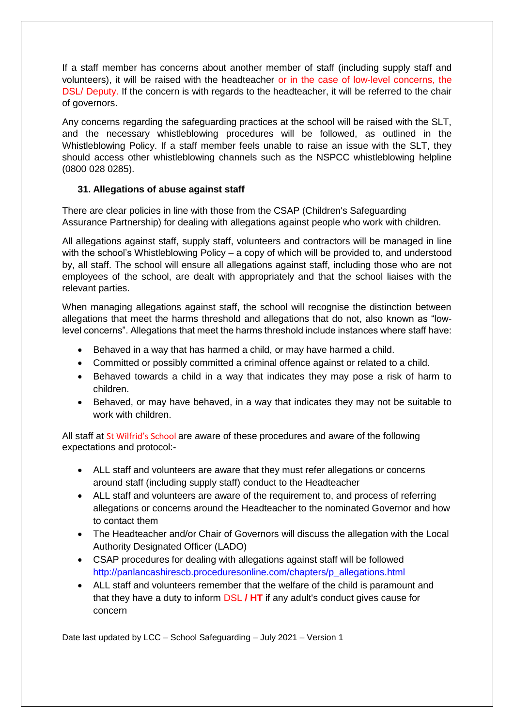If a staff member has concerns about another member of staff (including supply staff and volunteers), it will be raised with the headteacher or in the case of low-level concerns, the DSL/ Deputy. If the concern is with regards to the headteacher, it will be referred to the chair of governors.

Any concerns regarding the safeguarding practices at the school will be raised with the SLT, and the necessary whistleblowing procedures will be followed, as outlined in the Whistleblowing Policy. If a staff member feels unable to raise an issue with the SLT, they should access other whistleblowing channels such as the NSPCC whistleblowing helpline (0800 028 0285).

### 31. Allegations of abuse against staff

There are clear policies in line with those from the CSAP (Children's Safeguarding Assurance Partnership) for dealing with allegations against people who work with children.

All allegations against staff, supply staff, volunteers and contractors will be managed in line with the school's Whistleblowing Policy – a copy of which will be provided to, and understood by, all staff. The school will ensure all allegations against staff, including those who are not employees of the school, are dealt with appropriately and that the school liaises with the relevant parties.

When managing allegations against staff, the school will recognise the distinction between allegations that meet the harms threshold and allegations that do not, also known as "low-level concerns". Allegations that meet the harms threshold include instances where staff have:

- Behaved in a way that has harmed a child, or may have harmed a child.
- Committed or possibly committed a criminal offence against or related to a child.
- Behaved towards a child in a way that indicates they may pose a risk of harm to children.
- Behaved, or may have behaved, in a way that indicates they may not be suitable to work with children.

All staff at St Wilfrid's School are aware of these procedures and aware of the following expectations and protocol:-

- ALL staff and volunteers are aware that they must refer allegations or concerns around staff (including supply staff) conduct to the Headteacher
- ALL staff and volunteers are aware of the requirement to, and process of referring allegations or concerns around the Headteacher to the nominated Governor and how to contact them
- The Headteacher and/or Chair of Governors will discuss the allegation with the Local Authority Designated Officer (LADO)
- CSAP procedures for dealing with allegations against staff will be followed http://panlancashirescb.proceduresonline.com/chapters/p_allegations.html
- ALL staff and volunteers remember that the welfare of the child is paramount and that they have a duty to inform DSL **/ HT** if any adult's conduct gives cause for concern

Date last updated by LCC – School Safeguarding – July 2021 – Version 1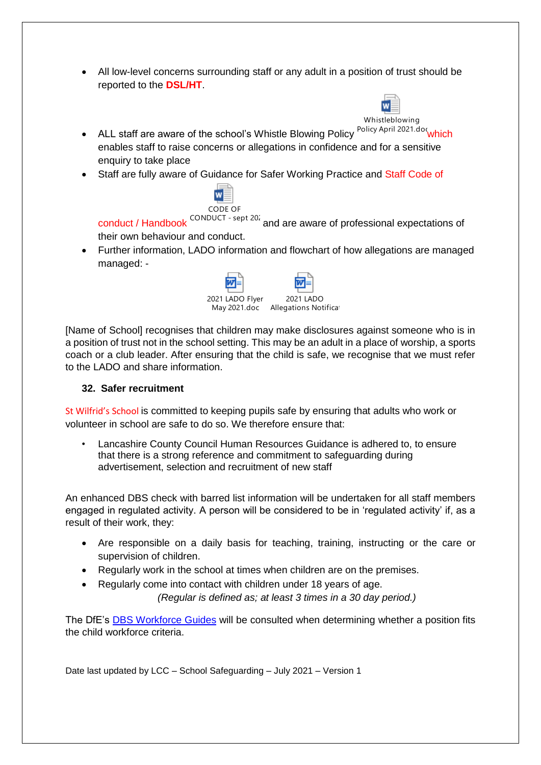- All low-level concerns surrounding staff or any adult in a position of trust should be reported to the **DSL/HT**.
- ALL staff are aware of the school's Whistle Blowing Policy Whistleblowing Policy April 2021.doc which enables staff to raise concerns or allegations in confidence and for a sensitive enquiry to take place
- Staff are fully aware of Guidance for Safer Working Practice and Staff Code of conduct / Handbook CODE OF CONDUCT - sept 202 and are aware of professional expectations of their own behaviour and conduct.
- Further information, LADO information and flowchart of how allegations are managed managed: -

  2021 LADO Flyer May 2021.doc 2021 LADO Allegations Notifica

[Name of School] recognises that children may make disclosures against someone who is in a position of trust not in the school setting. This may be an adult in a place of worship, a sports coach or a club leader. After ensuring that the child is safe, we recognise that we must refer to the LADO and share information.

### 32. Safer recruitment

St Wilfrid's School is committed to keeping pupils safe by ensuring that adults who work or volunteer in school are safe to do so. We therefore ensure that:

- Lancashire County Council Human Resources Guidance is adhered to, to ensure that there is a strong reference and commitment to safeguarding during advertisement, selection and recruitment of new staff

An enhanced DBS check with barred list information will be undertaken for all staff members engaged in regulated activity. A person will be considered to be in 'regulated activity' if, as a result of their work, they:

- Are responsible on a daily basis for teaching, training, instructing or the care or supervision of children.
- Regularly work in the school at times when children are on the premises.
- Regularly come into contact with children under 18 years of age.

*(Regular is defined as; at least 3 times in a 30 day period.)*

The DfE's DBS Workforce Guides will be consulted when determining whether a position fits the child workforce criteria.

Date last updated by LCC – School Safeguarding – July 2021 – Version 1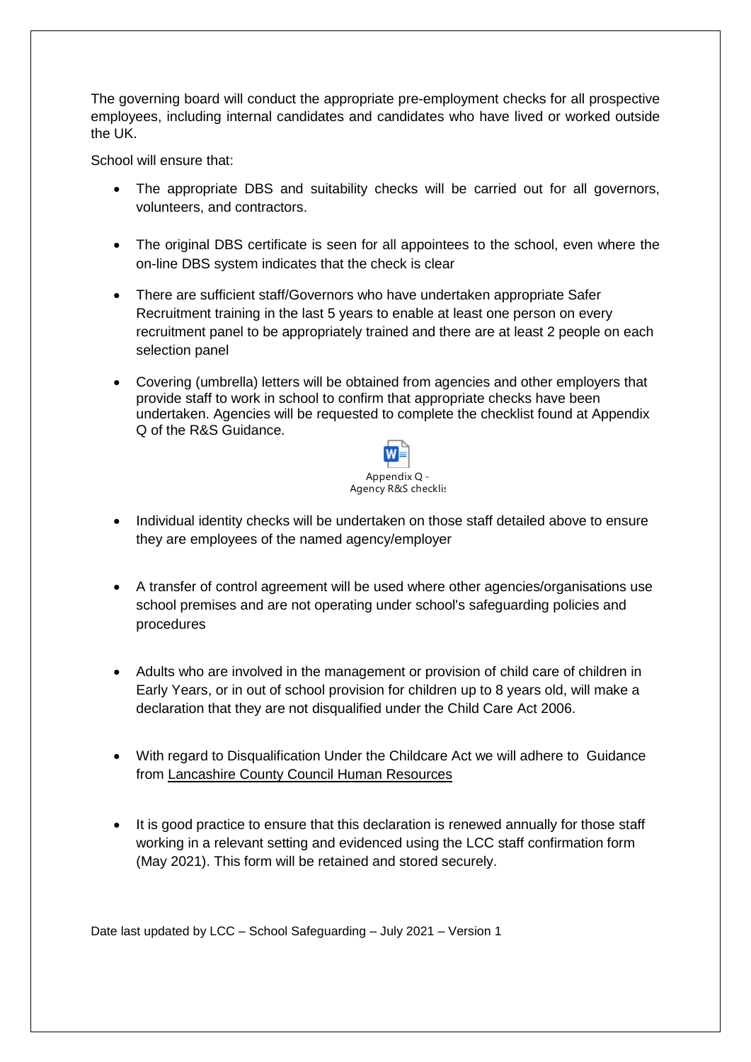The governing board will conduct the appropriate pre-employment checks for all prospective employees, including internal candidates and candidates who have lived or worked outside the UK.

School will ensure that:

- The appropriate DBS and suitability checks will be carried out for all governors, volunteers, and contractors.
- The original DBS certificate is seen for all appointees to the school, even where the on-line DBS system indicates that the check is clear
- There are sufficient staff/Governors who have undertaken appropriate Safer Recruitment training in the last 5 years to enable at least one person on every recruitment panel to be appropriately trained and there are at least 2 people on each selection panel
- Covering (umbrella) letters will be obtained from agencies and other employers that provide staff to work in school to confirm that appropriate checks have been undertaken. Agencies will be requested to complete the checklist found at Appendix Q of the R&S Guidance.

  Appendix Q - Agency R&S checklis

- Individual identity checks will be undertaken on those staff detailed above to ensure they are employees of the named agency/employer
- A transfer of control agreement will be used where other agencies/organisations use school premises and are not operating under school's safeguarding policies and procedures
- Adults who are involved in the management or provision of child care of children in Early Years, or in out of school provision for children up to 8 years old, will make a declaration that they are not disqualified under the Child Care Act 2006.
- With regard to Disqualification Under the Childcare Act we will adhere to Guidance from Lancashire County Council Human Resources
- It is good practice to ensure that this declaration is renewed annually for those staff working in a relevant setting and evidenced using the LCC staff confirmation form (May 2021). This form will be retained and stored securely.

Date last updated by LCC – School Safeguarding – July 2021 – Version 1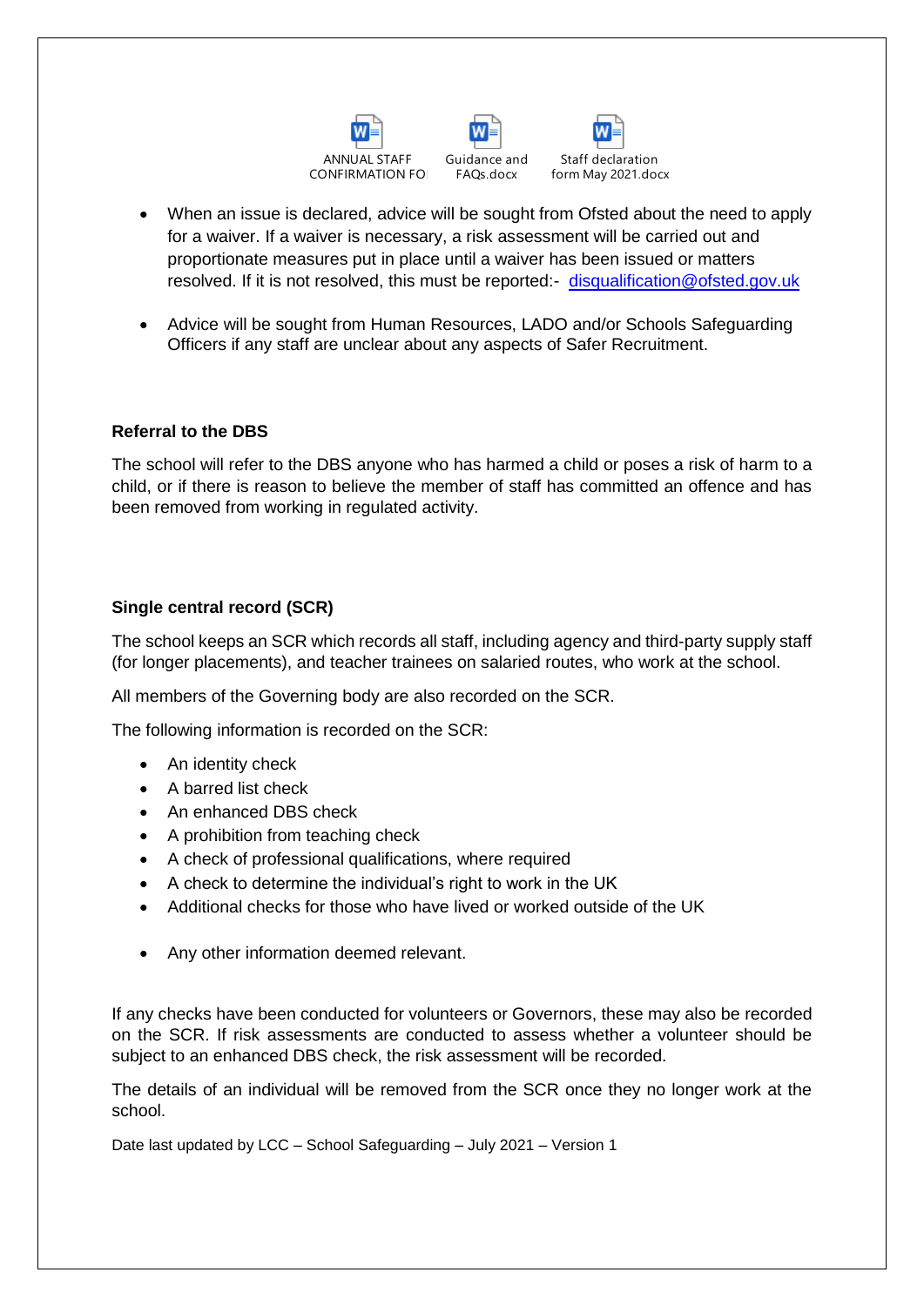ANNUAL STAFF CONFIRMATION FO | Guidance and FAQs.docx | Staff declaration form May 2021.docx

- When an issue is declared, advice will be sought from Ofsted about the need to apply for a waiver. If a waiver is necessary, a risk assessment will be carried out and proportionate measures put in place until a waiver has been issued or matters resolved. If it is not resolved, this must be reported:- disqualification@ofsted.gov.uk

- Advice will be sought from Human Resources, LADO and/or Schools Safeguarding Officers if any staff are unclear about any aspects of Safer Recruitment.

**Referral to the DBS**

The school will refer to the DBS anyone who has harmed a child or poses a risk of harm to a child, or if there is reason to believe the member of staff has committed an offence and has been removed from working in regulated activity.

**Single central record (SCR)**

The school keeps an SCR which records all staff, including agency and third-party supply staff (for longer placements), and teacher trainees on salaried routes, who work at the school.

All members of the Governing body are also recorded on the SCR.

The following information is recorded on the SCR:

- An identity check
- A barred list check
- An enhanced DBS check
- A prohibition from teaching check
- A check of professional qualifications, where required
- A check to determine the individual's right to work in the UK
- Additional checks for those who have lived or worked outside of the UK

- Any other information deemed relevant.

If any checks have been conducted for volunteers or Governors, these may also be recorded on the SCR. If risk assessments are conducted to assess whether a volunteer should be subject to an enhanced DBS check, the risk assessment will be recorded.

The details of an individual will be removed from the SCR once they no longer work at the school.

Date last updated by LCC – School Safeguarding – July 2021 – Version 1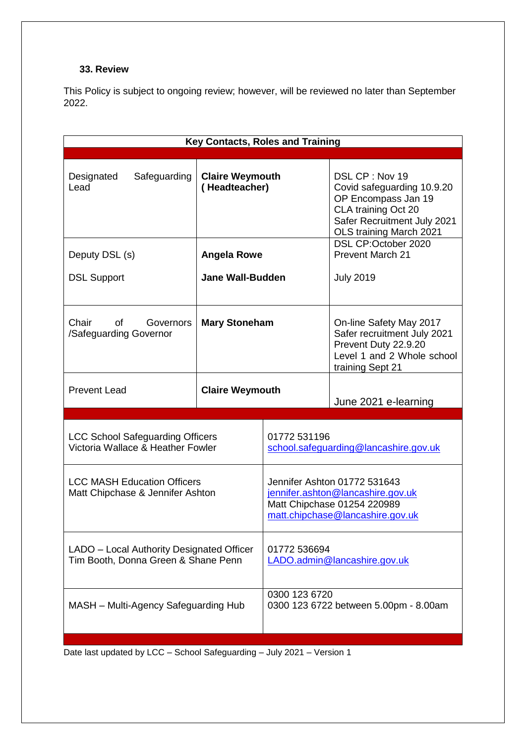### 33. Review

This Policy is subject to ongoing review; however, will be reviewed no later than September 2022.

| Key Contacts, Roles and Training | | |
|---|---|---|
| Designated Safeguarding Lead | **Claire Weymouth (Headteacher)** | DSL CP : Nov 19<br>Covid safeguarding 10.9.20<br>OP Encompass Jan 19<br>CLA training Oct 20<br>Safer Recruitment July 2021<br>OLS training March 2021 |
| Deputy DSL (s)<br><br>DSL Support | **Angela Rowe**<br><br>**Jane Wall-Budden** | DSL CP:October 2020<br>Prevent March 21<br><br>July 2019 |
| Chair of Governors /Safeguarding Governor | **Mary Stoneham** | On-line Safety May 2017<br>Safer recruitment July 2021<br>Prevent Duty 22.9.20<br>Level 1 and 2 Whole school training Sept 21 |
| Prevent Lead | **Claire Weymouth** | June 2021 e-learning |

| | |
|---|---|
| LCC School Safeguarding Officers<br>Victoria Wallace & Heather Fowler | 01772 531196<br>school.safeguarding@lancashire.gov.uk |
| LCC MASH Education Officers<br>Matt Chipchase & Jennifer Ashton | Jennifer Ashton 01772 531643<br>jennifer.ashton@lancashire.gov.uk<br>Matt Chipchase 01254 220989<br>matt.chipchase@lancashire.gov.uk |
| LADO – Local Authority Designated Officer<br>Tim Booth, Donna Green & Shane Penn | 01772 536694<br>LADO.admin@lancashire.gov.uk |
| MASH – Multi-Agency Safeguarding Hub | 0300 123 6720<br>0300 123 6722 between 5.00pm - 8.00am |

Date last updated by LCC – School Safeguarding – July 2021 – Version 1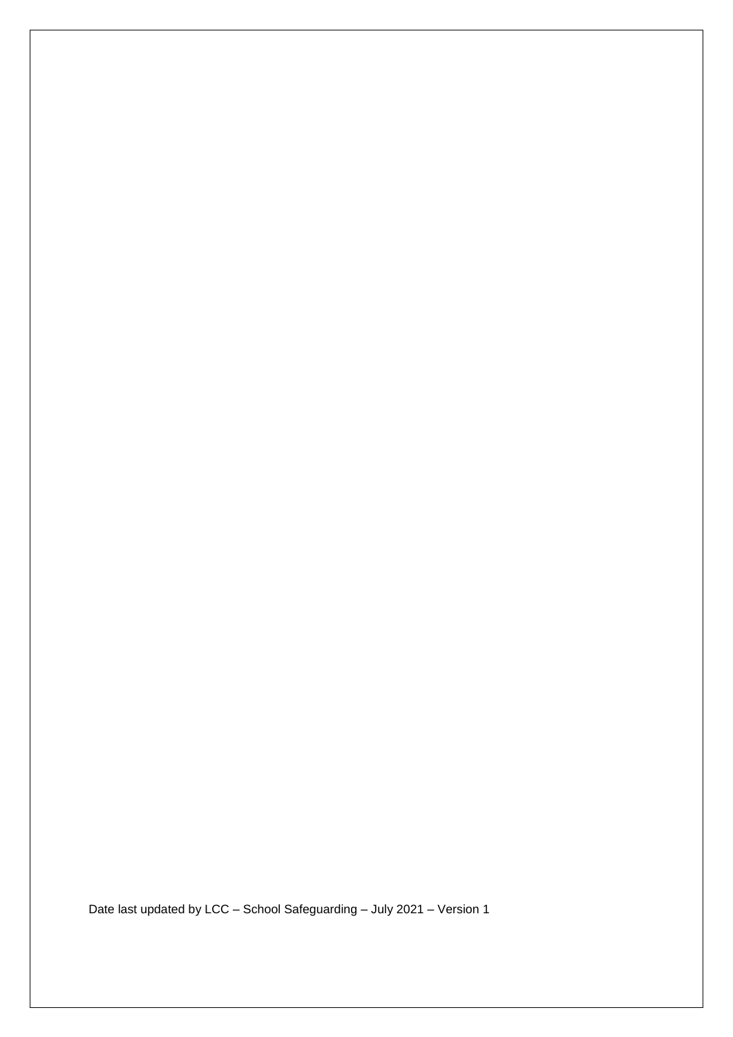Date last updated by LCC – School Safeguarding – July 2021 – Version 1